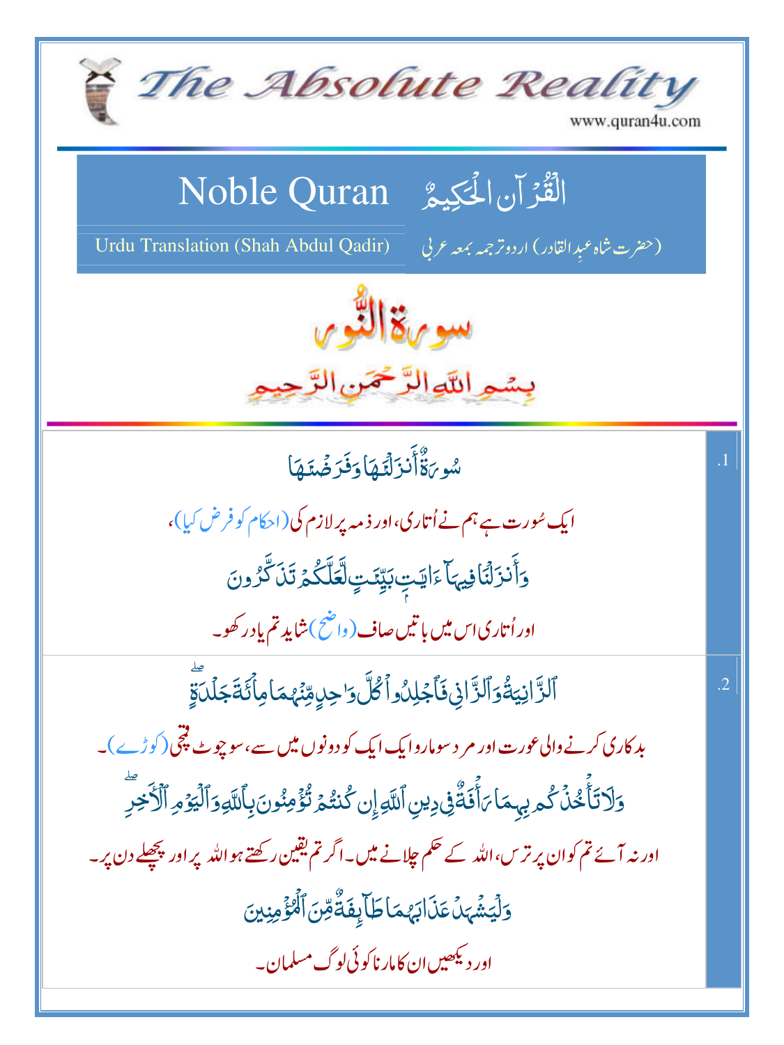# The Absolute Reality

www.quran4u.com

## Noble Quran — اَلْقُرْآنُ الْحَكِيمُ

Urdu Translation (Shah Abdul Qadir) — (حضرت شاہ عبدِالقادر) اردو ترجمہ بمعہ عربی

# سورة النّور

بِسۡمِ ٱللَّهِ ٱلرَّحۡمَٰنِ ٱلرَّحِيمِ

| | |
|---|---|
| .1 | سُورَةٌ أَنزَلۡنَٰهَا وَفَرَضۡنَٰهَا<br>ایک سُورت ہے ہم نے اُتاری، اور ذمہ پر لازم کی (احکام کو فرض کیا)،<br>وَأَنزَلۡنَا فِيهَآ ءَايَٰتِۭ بَيِّنَٰتٍ لَّعَلَّكُمۡ تَذَكَّرُونَ<br>اور اُتاری اس میں باتیں صاف (واضح) شاید تم یاد رکھو۔ |
| .2 | ٱلزَّانِيَةُ وَٱلزَّانِي فَٱجۡلِدُواْ كُلَّ وَٰحِدٍ مِّنۡهُمَا مِاْئَةَ جَلۡدَةٍۖ<br>بدکاری کرنے والی عورت اور مرد سو مارو ایک ایک کو دونوں میں سے، سو چوٹ قمچی (کوڑے)۔<br>وَلَا تَأۡخُذۡكُم بِهِمَا رَأۡفَةٌ فِي دِينِ ٱللَّهِ إِن كُنتُمۡ تُؤۡمِنُونَ بِٱللَّهِ وَٱلۡيَوۡمِ ٱلۡأٓخِرِۖ<br>اور نہ آئے تم کو ان پر ترس، اللہ کے حکم چلانے میں۔ اگر تم یقین رکھتے ہو اللہ پر اور پچھلے دن پر۔<br>وَلۡيَشۡهَدۡ عَذَابَهُمَا طَآئِفَةٌ مِّنَ ٱلۡمُؤۡمِنِينَ<br>اور دیکھیں ان کا مارنا کوئی لوگ مسلمان۔ |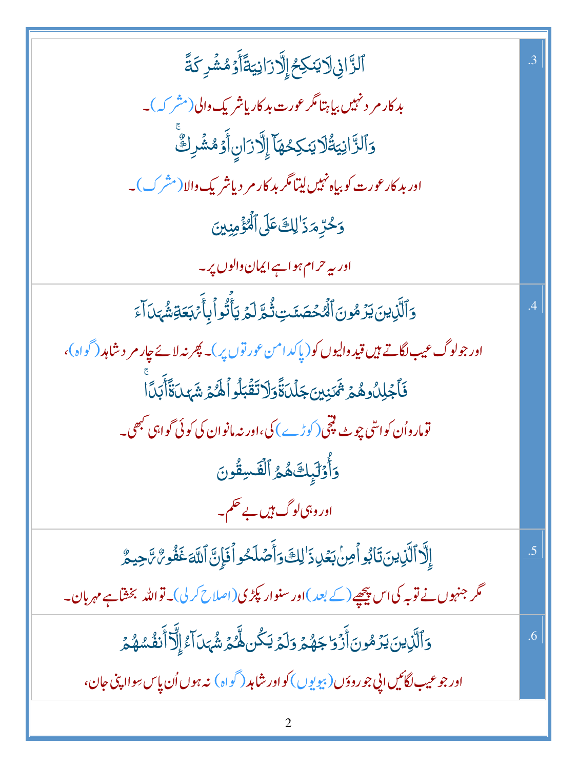| | |
|---|---|
| ٱلزَّانِى لَا يَنكِحُ إِلَّا زَانِيَةً أَوْ مُشْرِكَةً<br>بدکار مرد نہیں بیاہتا مگر عورت بدکار یا شریک والی (مشرکہ)۔<br>وَٱلزَّانِيَةُ لَا يَنكِحُهَآ إِلَّا زَانٍ أَوْ مُشْرِكٌ<br>اور بدکار عورت کو بیاہ نہیں لیتا مگر بدکار مرد یا شریک والا (مشرک)۔<br>وَحُرِّمَ ذَٰلِكَ عَلَى ٱلْمُؤْمِنِينَ<br>اور یہ حرام ہوا ہے ایمان والوں پر۔ | .3 |
| وَٱلَّذِينَ يَرْمُونَ ٱلْمُحْصَنَٰتِ ثُمَّ لَمْ يَأْتُوا۟ بِأَرْبَعَةِ شُهَدَآءَ<br>اور جو لوگ عیب لگاتے ہیں قید والیوں کو (پاکدامن عورتوں پر)۔ پھر نہ لائے چار مرد شاہد (گواہ)،<br>فَٱجْلِدُوهُمْ ثَمَٰنِينَ جَلْدَةً وَلَا تَقْبَلُوا۟ لَهُمْ شَهَٰدَةً أَبَدًا<br>تو مارو اُن کو اسّی چوٹ قمچی (کوڑے) کی، اور نہ مانو ان کی کوئی گواہی کبھی۔<br>وَأُو۟لَٰٓئِكَ هُمُ ٱلْفَٰسِقُونَ<br>اور وہی لوگ ہیں بے حکم۔ | .4 |
| إِلَّا ٱلَّذِينَ تَابُوا۟ مِنۢ بَعْدِ ذَٰلِكَ وَأَصْلَحُوا۟ فَإِنَّ ٱللَّهَ غَفُورٌ رَّحِيمٌ<br>مگر جنہوں نے توبہ کی اس پیچھے (کے بعد) اور سنوار پکڑی (اصلاح کرلی)۔ تو اللہ بخشتا ہے مہربان۔ | .5 |
| وَٱلَّذِينَ يَرْمُونَ أَزْوَٰجَهُمْ وَلَمْ يَكُن لَّهُمْ شُهَدَآءُ إِلَّآ أَنفُسُهُمْ<br>اور جو عیب لگائیں اپنی جوروؤں (بیویوں) کو اور شاہد (گواہ) نہ ہوں اُن پاس سوا اپنی جان، | .6 |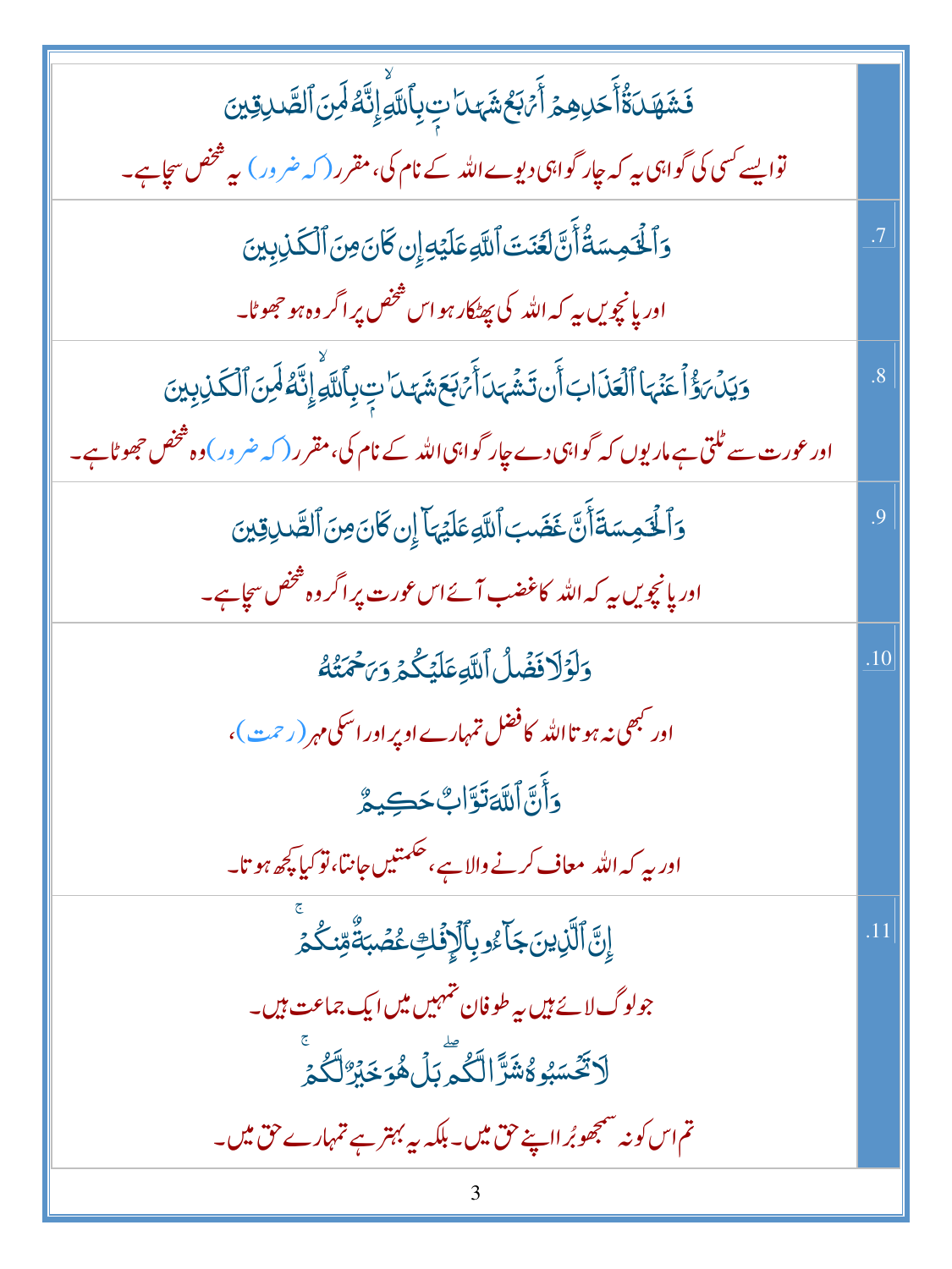| | |
|---|---|
| فَشَهَادَةُ أَحَدِهِمْ أَرْبَعُ شَهَادَاتٍ بِاللَّهِ إِنَّهُ لَمِنَ الصَّادِقِينَ<br>تو ایسے کسی کی گواہی یہ کہ چار گواہی دیوے اللہ کے نام کی، مقرر (کہ ضرور) یہ شخص سچا ہے۔ | |
| وَالْخَامِسَةُ أَنَّ لَعْنَتَ اللَّهِ عَلَيْهِ إِن كَانَ مِنَ الْكَاذِبِينَ<br>اور پانچویں یہ کہ اللہ کی پھٹکار ہو اس شخص پر اگر وہ ہو جھوٹا۔ | .7 |
| وَيَدْرَأُ عَنْهَا الْعَذَابَ أَن تَشْهَدَ أَرْبَعَ شَهَادَاتٍ بِاللَّهِ إِنَّهُ لَمِنَ الْكَاذِبِينَ<br>اور عورت سے ٹلتی ہے ماریوں کہ گواہی دے چار گواہی اللہ کے نام کی، مقرر (کہ ضرور) وہ شخص جھوٹا ہے۔ | .8 |
| وَالْخَامِسَةَ أَنَّ غَضَبَ اللَّهِ عَلَيْهَا إِن كَانَ مِنَ الصَّادِقِينَ<br>اور پانچویں یہ کہ اللہ کا غضب آئے اس عورت پر اگر وہ شخص سچا ہے۔ | .9 |
| وَلَوْلَا فَضْلُ اللَّهِ عَلَيْكُمْ وَرَحْمَتُهُ<br>اور کبھی نہ ہوتا اللہ کا فضل تمہارے اوپر اور اسکی مہر (رحمت)،<br>وَأَنَّ اللَّهَ تَوَّابٌ حَكِيمٌ<br>اور یہ کہ اللہ معاف کرنے والا ہے، حکمتیں جانتا، تو کیا کچھ ہوتا۔ | .10 |
| إِنَّ الَّذِينَ جَاءُوا بِالْإِفْكِ عُصْبَةٌ مِّنكُمْ<br>جو لوگ لائے ہیں یہ طوفان تمہیں میں ایک جماعت ہیں۔<br>لَا تَحْسَبُوهُ شَرًّا لَّكُم بَلْ هُوَ خَيْرٌ لَّكُمْ<br>تم اس کو نہ سمجھو برا اپنے حق میں۔ بلکہ یہ بہتر ہے تمہارے حق میں۔ | .11 |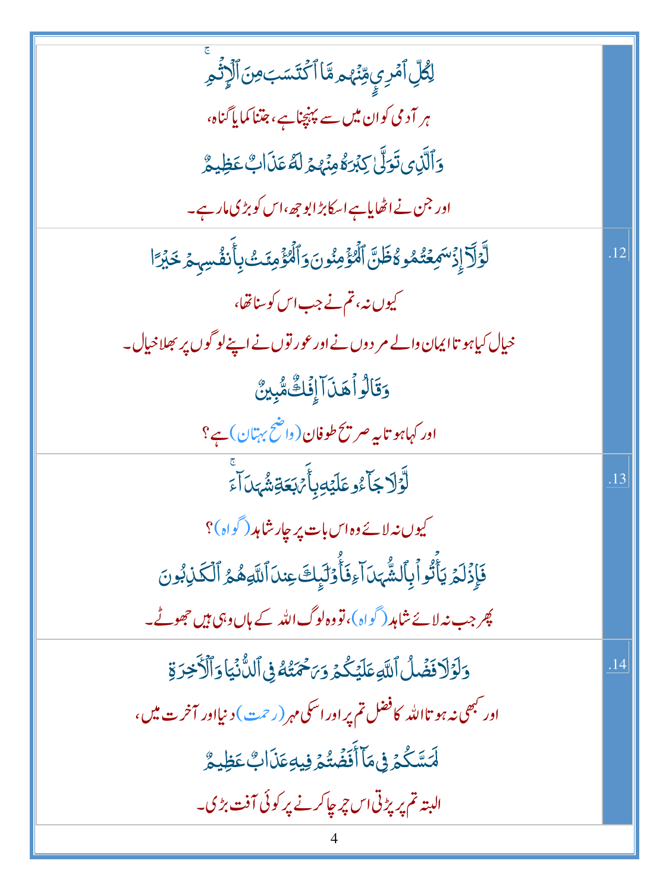| | |
|---|---|
| لِكُلِّ ٱمۡرِيٍٕ مِّنۡهُم مَّا ٱكۡتَسَبَ مِنَ ٱلۡإِثۡمِۚ<br>ہر آدمی کو ان میں سے پہنچنا ہے، جتنا کمایا گناہ،<br>وَٱلَّذِي تَوَلَّىٰ كِبۡرَهُۥ مِنۡهُمۡ لَهُۥ عَذَابٌ عَظِيمٌ<br>اور جس نے اٹھایا ہے اسکا بڑا بوجھ، اس کو بڑی مار ہے۔ | |
| لَّوۡلَآ إِذۡ سَمِعۡتُمُوهُ ظَنَّ ٱلۡمُؤۡمِنُونَ وَٱلۡمُؤۡمِنَٰتُ بِأَنفُسِهِمۡ خَيۡرًا<br>کیوں نہ، تم نے جب اس کو سنا تھا،<br>خیال کیا ہوتا ایمان والے مردوں نے اور عورتوں نے اپنے لوگوں پر بھلا خیال۔<br>وَقَالُواْ هَٰذَآ إِفۡكٌ مُّبِينٌ<br>اور کہا ہوتا یہ صریح طوفان (واضح بہتان) ہے؟ | .12 |
| لَّوۡلَا جَآءُو عَلَيۡهِ بِأَرۡبَعَةِ شُهَدَآءَۚ<br>کیوں نہ لائے وہ اس بات پر چار شاہد (گواہ)؟<br>فَإِذۡ لَمۡ يَأۡتُواْ بِٱلشُّهَدَآءِ فَأُوْلَٰٓئِكَ عِندَ ٱللَّهِ هُمُ ٱلۡكَٰذِبُونَ<br>پھر جب نہ لائے شاہد (گواہ)، تو وہ لوگ اللہ کے ہاں وہی ہیں جھوٹے۔ | .13 |
| وَلَوۡلَا فَضۡلُ ٱللَّهِ عَلَيۡكُمۡ وَرَحۡمَتُهُۥ فِي ٱلدُّنۡيَا وَٱلۡأٓخِرَةِ<br>اور کبھی نہ ہوتا اللہ کا فضل تم پر اور اسکی مہر (رحمت) دنیا اور آخرت میں،<br>لَمَسَّكُمۡ فِي مَآ أَفَضۡتُمۡ فِيهِ عَذَابٌ عَظِيمٌ<br>البتہ تم پر پڑتی اس چرچا کرنے پر کوئی آفت بڑی۔ | .14 |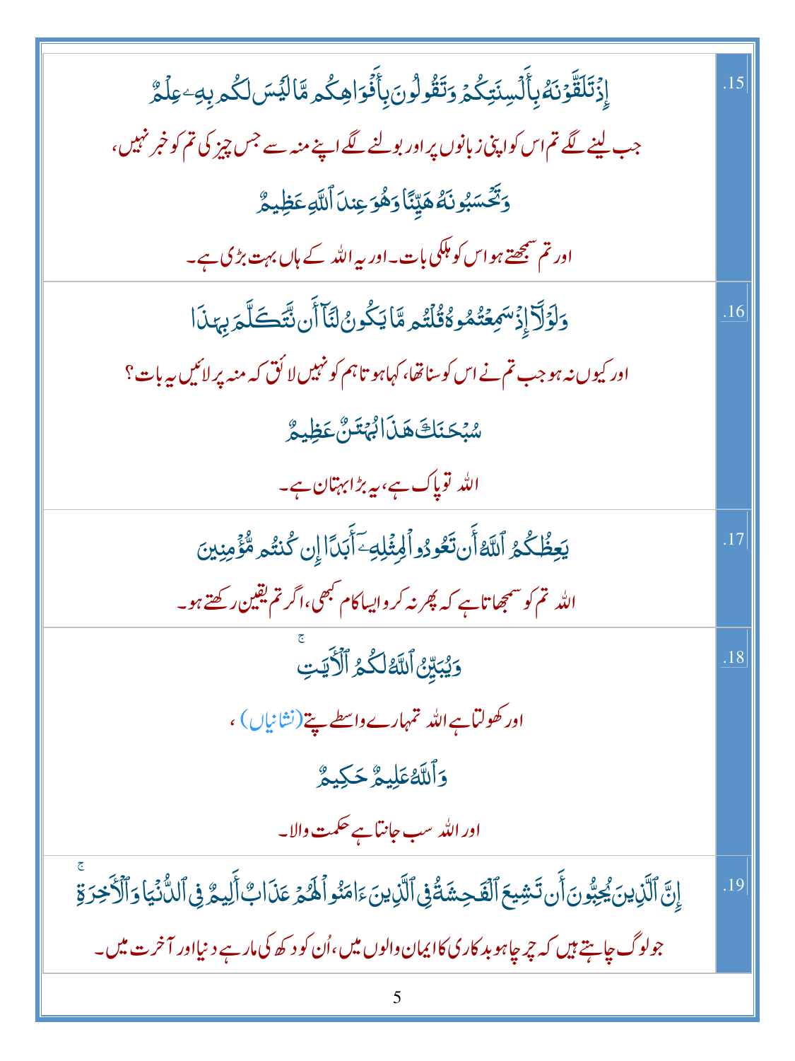| | |
|---|---|
| .15 | إِذۡ تَلَقَّوۡنَهُۥ بِأَلۡسِنَتِكُمۡ وَتَقُولُونَ بِأَفۡوَاهِكُم مَّا لَيۡسَ لَكُم بِهِۦ عِلۡمٌ<br>جب لینے لگے تم اس کو اپنی زبانوں پر اور بولنے لگے اپنے منہ سے جس چیز کی تم کو خبر نہیں،<br>وَتَحۡسَبُونَهُۥ هَيِّنًا وَهُوَ عِندَ ٱللَّهِ عَظِيمٌ<br>اور تم سمجھتے ہو اس کو ہلکی بات۔ اور یہ اللہ کے ہاں بہت بڑی ہے۔ |
| .16 | وَلَوۡلَآ إِذۡ سَمِعۡتُمُوهُ قُلۡتُم مَّا يَكُونُ لَنَآ أَن نَّتَكَلَّمَ بِهَٰذَا<br>اور کیوں نہ ہو جب تم نے اس کو سنا تھا، کہا ہوتا ہم کو نہیں لائق کہ منہ پر لائیں یہ بات؟<br>سُبۡحَٰنَكَ هَٰذَا بُهۡتَٰنٌ عَظِيمٌ<br>اللہ تو پاک ہے، یہ بڑا ابہتان ہے۔ |
| .17 | يَعِظُكُمُ ٱللَّهُ أَن تَعُودُواْ لِمِثۡلِهِۦٓ أَبَدًا إِن كُنتُم مُّؤۡمِنِينَ<br>اللہ تم کو سمجھاتا ہے کہ پھر نہ کرو ایسا کام کبھی، اگر تم یقین رکھتے ہو۔ |
| .18 | وَيُبَيِّنُ ٱللَّهُ لَكُمُ ٱلۡأٓيَٰتِۚ<br>اور کھولتا ہے اللہ تمہارے واسطے پتے (نشانیاں)،<br>وَٱللَّهُ عَلِيمٌ حَكِيمٌ<br>اور اللہ سب جانتا ہے حکمت والا۔ |
| .19 | إِنَّ ٱلَّذِينَ يُحِبُّونَ أَن تَشِيعَ ٱلۡفَٰحِشَةُ فِي ٱلَّذِينَ ءَامَنُواْ لَهُمۡ عَذَابٌ أَلِيمٌ فِي ٱلدُّنۡيَا وَٱلۡأٓخِرَةِۚ<br>جو لوگ چاہتے ہیں کہ چرچا ہو بدکاری کا ایمان والوں میں، اُن کو دکھ کی مار ہے دنیا اور آخرت میں۔ |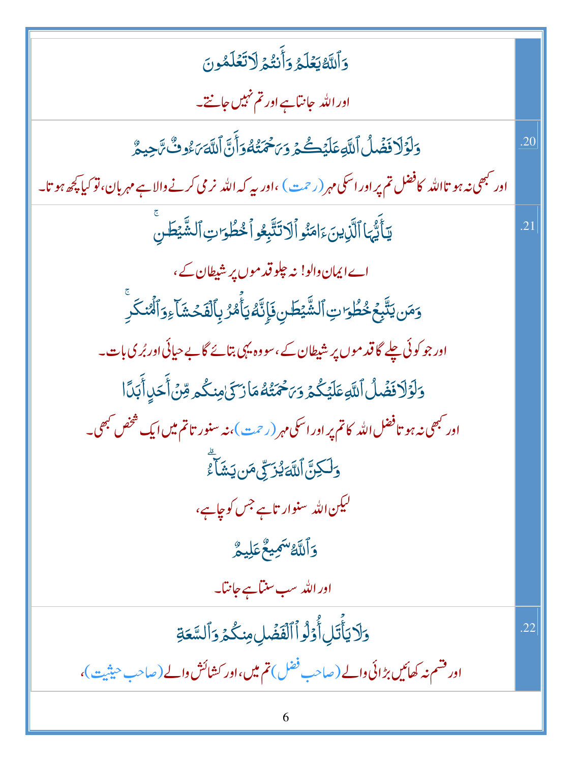| وَٱللَّهُ يَعۡلَمُ وَأَنتُمۡ لَا تَعۡلَمُونَ<br>اور اللہ جانتا ہے اور تم نہیں جانتے۔ | |
|---|---|
| وَلَوۡلَا فَضۡلُ ٱللَّهِ عَلَيۡكُمۡ وَرَحۡمَتُهُۥ وَأَنَّ ٱللَّهَ رَءُوفٞ رَّحِيمٞ<br>اور کبھی نہ ہوتا اللہ کا فضل تم پر اور اسکی مہر (رحمت)، اور یہ کہ اللہ نرمی کرنے والا ہے مہربان، تو کیا کچھ ہوتا۔ | .20 |
| يَٰٓأَيُّهَا ٱلَّذِينَ ءَامَنُواْ لَا تَتَّبِعُواْ خُطُوَٰتِ ٱلشَّيۡطَٰنِۚ<br>اے ایمان والو! نہ چلو قدموں پر شیطان کے،<br>وَمَن يَتَّبِعۡ خُطُوَٰتِ ٱلشَّيۡطَٰنِ فَإِنَّهُۥ يَأۡمُرُ بِٱلۡفَحۡشَآءِ وَٱلۡمُنكَرِۚ<br>اور جو کوئی چلے گا قدموں پر شیطان کے، سو وہ یہی بتائے گا بے حیائی اور بُری بات۔<br>وَلَوۡلَا فَضۡلُ ٱللَّهِ عَلَيۡكُمۡ وَرَحۡمَتُهُۥ مَا زَكَىٰ مِنكُم مِّنۡ أَحَدٍ أَبَدٗا<br>اور کبھی نہ ہوتا فضل اللہ کا تم پر اور اسکی مہر (رحمت)، نہ سنورتا تم میں ایک شخص کبھی۔<br>وَلَٰكِنَّ ٱللَّهَ يُزَكِّي مَن يَشَآءُۗ<br>لیکن اللہ سنوارتا ہے جس کو چاہے،<br>وَٱللَّهُ سَمِيعٌ عَلِيمٞ<br>اور اللہ سب سنتا ہے جانتا۔ | .21 |
| وَلَا يَأۡتَلِ أُوْلُواْ ٱلۡفَضۡلِ مِنكُمۡ وَٱلسَّعَةِ<br>اور قسم نہ کھائیں بڑائی والے (صاحب فضل) تم میں، اور کشائش والے (صاحب حیثیت)، | .22 |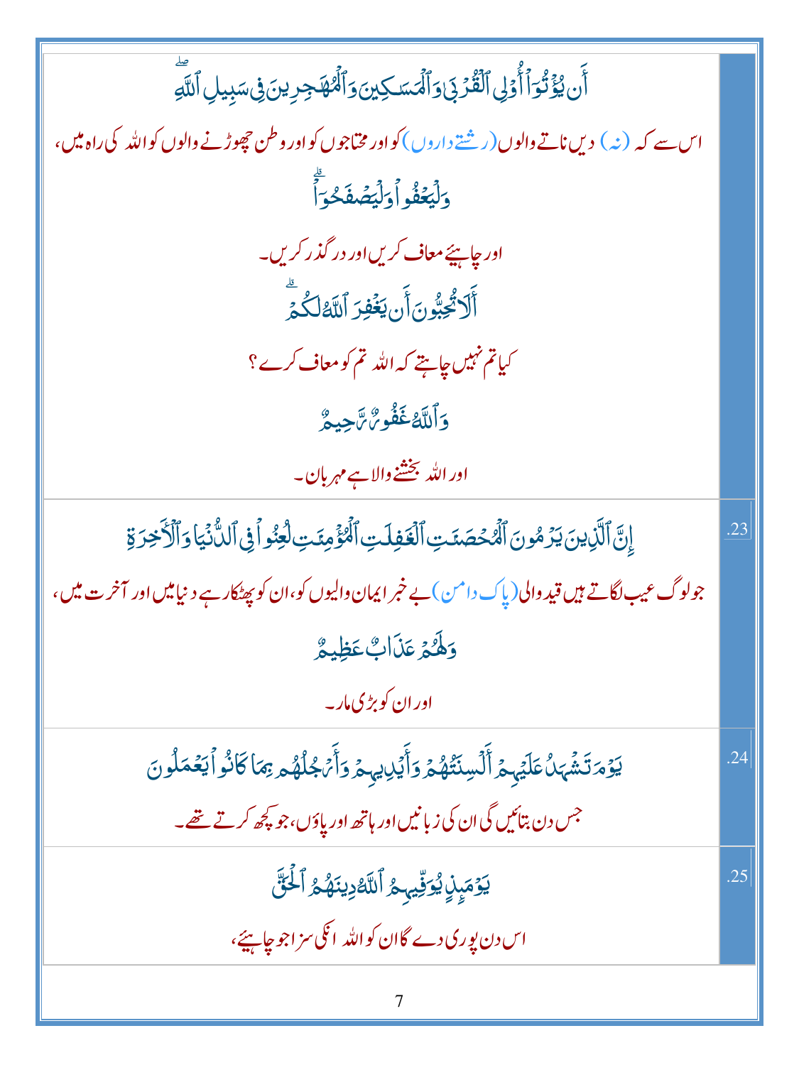| | |
|---|---|
| أَن يُؤْتُوٓا۟ أُو۟لِى ٱلْقُرْبَىٰ وَٱلْمَسَٰكِينَ وَٱلْمُهَٰجِرِينَ فِى سَبِيلِ ٱللَّهِ ۖ<br>اس سے کہ (نہ) دیں ناتے والوں (رشتہ داروں) کو اور محتاجوں کو اور وطن چھوڑنے والوں کو اللہ کی راہ میں،<br>وَلْيَعْفُوا۟ وَلْيَصْفَحُوٓا۟ ۗ<br>اور چاہیئے معاف کریں اور درگذر کریں۔<br>أَلَا تُحِبُّونَ أَن يَغْفِرَ ٱللَّهُ لَكُمْ ۗ<br>کیا تم نہیں چاہتے کہ اللہ تم کو معاف کرے؟<br>وَٱللَّهُ غَفُورٌ رَّحِيمٌ<br>اور اللہ بخشنے والا ہے مہربان۔ | |
| إِنَّ ٱلَّذِينَ يَرْمُونَ ٱلْمُحْصَنَٰتِ ٱلْغَٰفِلَٰتِ ٱلْمُؤْمِنَٰتِ لُعِنُوا۟ فِى ٱلدُّنْيَا وَٱلْءَاخِرَةِ<br>جو لوگ عیب لگاتے ہیں قید والی (پاک دامن) بے خبر ایمان والیوں کو، ان کو پھٹکار ہے دنیا میں اور آخرت میں،<br>وَلَهُمْ عَذَابٌ عَظِيمٌ<br>اور ان کو بڑی مار۔ | .23 |
| يَوْمَ تَشْهَدُ عَلَيْهِمْ أَلْسِنَتُهُمْ وَأَيْدِيهِمْ وَأَرْجُلُهُم بِمَا كَانُوا۟ يَعْمَلُونَ<br>جس دن بتائیں گی ان کی زبانیں اور ہاتھ اور پاؤں، جو کچھ کرتے تھے۔ | .24 |
| يَوْمَئِذٍ يُوَفِّيهِمُ ٱللَّهُ دِينَهُمُ ٱلْحَقَّ<br>اس دن پوری دے گا ان کو اللہ انکی سزا جو چاہیئے، | .25 |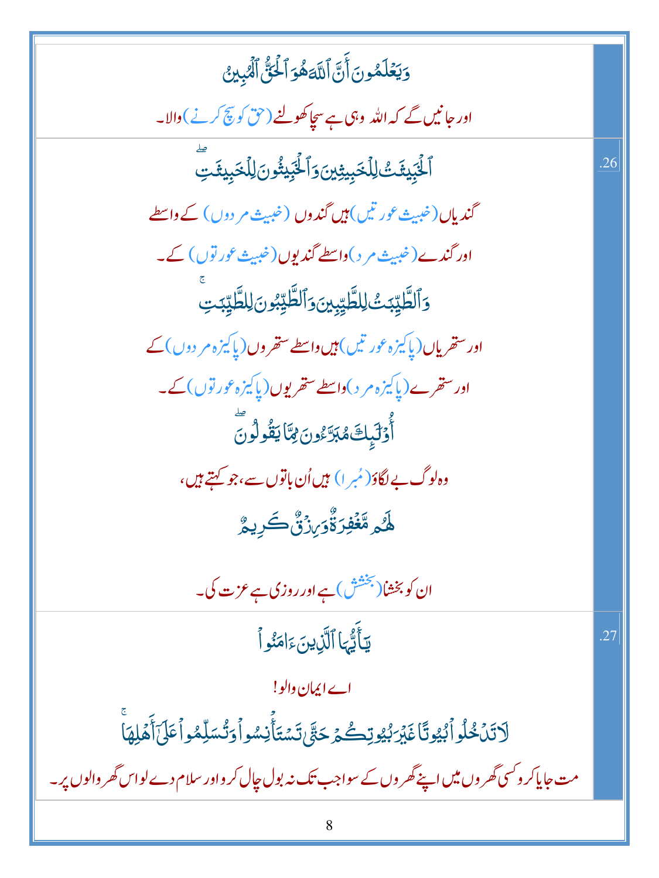| | |
|---|---|
| وَيَعۡلَمُونَ أَنَّ ٱللَّهَ هُوَ ٱلۡحَقُّ ٱلۡمُبِينُ<br><br>اور جانیں گے کہ اللہ وہی ہے سچا کھولنے (حق کو سچ کرنے) والا۔ | |
| ٱلۡخَبِيثَٰتُ لِلۡخَبِيثِينَ وَٱلۡخَبِيثُونَ لِلۡخَبِيثَٰتِۖ<br><br>گندیاں (خبیث عورتیں) ہیں گندوں (خبیث مردوں) کے واسطے<br><br>اور گندے (خبیث مرد) واسطے گندیوں (خبیث عورتوں) کے۔<br><br>وَٱلطَّيِّبَٰتُ لِلطَّيِّبِينَ وَٱلطَّيِّبُونَ لِلطَّيِّبَٰتِۚ<br><br>اور ستھریاں (پاکیزہ عورتیں) ہیں واسطے ستھروں (پاکیزہ مردوں) کے<br><br>اور ستھرے (پاکیزہ مرد) واسطے ستھریوں (پاکیزہ عورتوں) کے۔<br><br>أُوْلَٰٓئِكَ مُبَرَّءُونَ مِمَّا يَقُولُونَۖ<br><br>وہ لوگ بے لگاؤ (مُبرا) ہیں اُن باتوں سے، جو کہتے ہیں،<br><br>لَهُم مَّغۡفِرَةٞ وَرِزۡقٞ كَرِيمٞ<br><br>ان کو بخشنا (بخشش) ہے اور روزی ہے عزت کی۔ | .26 |
| يَٰٓأَيُّهَا ٱلَّذِينَ ءَامَنُواْ<br><br>اے ایمان والو!<br><br>لَا تَدۡخُلُواْ بُيُوتًا غَيۡرَ بُيُوتِكُمۡ حَتَّىٰ تَسۡتَأۡنِسُواْ وَتُسَلِّمُواْ عَلَىٰٓ أَهۡلِهَاۚ<br><br>مت جایا کرو کسی گھروں میں اپنے گھروں کے سوا جب تک نہ بول چال کر لو اور سلام دے لو اس گھر والوں پر۔ | .27 |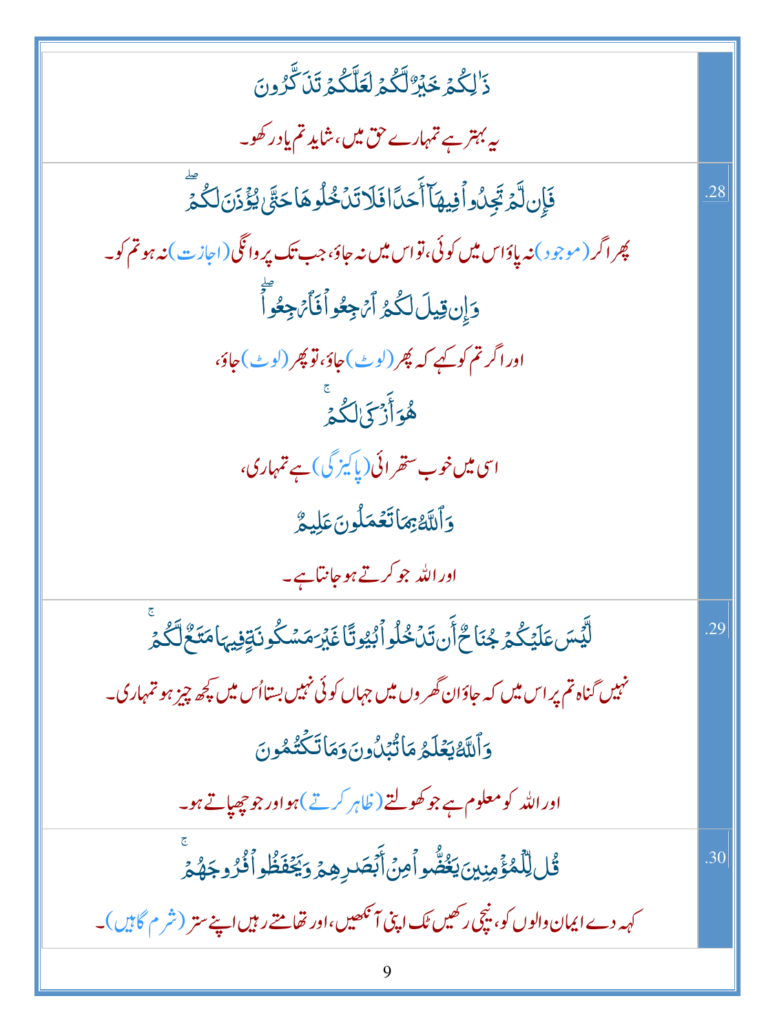| | |
|---|---|
| | ذَٰلِكُمْ خَيْرٌ لَّكُمْ لَعَلَّكُمْ تَذَكَّرُونَ<br><br>یہ بہتر ہے تمہارے حق میں، شاید تم یادرکھو۔ |
| .28 | فَإِن لَّمْ تَجِدُوا فِيهَآ أَحَدًا فَلَا تَدْخُلُوهَا حَتَّىٰ يُؤْذَنَ لَكُمْ ۖ<br><br>پھر اگر (موجود) نہ پاؤ اس میں کوئی، تو اس میں نہ جاؤ، جب تک پروانگی (اجازت) نہ ہو تم کو۔<br><br>وَإِن قِيلَ لَكُمُ ٱرْجِعُوا فَٱرْجِعُوا ۖ<br><br>اور اگر تم کو کہے کہ پھر (لوٹ) جاؤ، تو پھر (لوٹ) جاؤ،<br><br>هُوَ أَزْكَىٰ لَكُمْ ۚ<br><br>اسی میں خوب ستھرائی (پاکیزگی) ہے تمہاری،<br><br>وَٱللَّهُ بِمَا تَعْمَلُونَ عَلِيمٌ<br><br>اور اللہ جو کرتے ہو جانتا ہے۔ |
| .29 | لَّيْسَ عَلَيْكُمْ جُنَاحٌ أَن تَدْخُلُوا بُيُوتًا غَيْرَ مَسْكُونَةٍ فِيهَا مَتَـٰعٌ لَّكُمْ ۚ<br><br>نہیں گناہ تم پر اس میں کہ جاؤ ان گھروں میں جہاں کوئی نہیں بستا اُس میں کچھ چیز ہو تمہاری۔<br><br>وَٱللَّهُ يَعْلَمُ مَا تُبْدُونَ وَمَا تَكْتُمُونَ<br><br>اور اللہ کو معلوم ہے جو کھولتے (ظاہر کرتے) ہو اور جو چھپاتے ہو۔ |
| .30 | قُل لِّلْمُؤْمِنِينَ يَغُضُّوا مِنْ أَبْصَـٰرِهِمْ وَيَحْفَظُوا فُرُوجَهُمْ ۚ<br><br>کہہ دے ایمان والوں کو، نیچی رکھیں ٹک اپنی آنکھیں، اور تھامتے رہیں اپنے ستر (شرم گاہیں)۔ |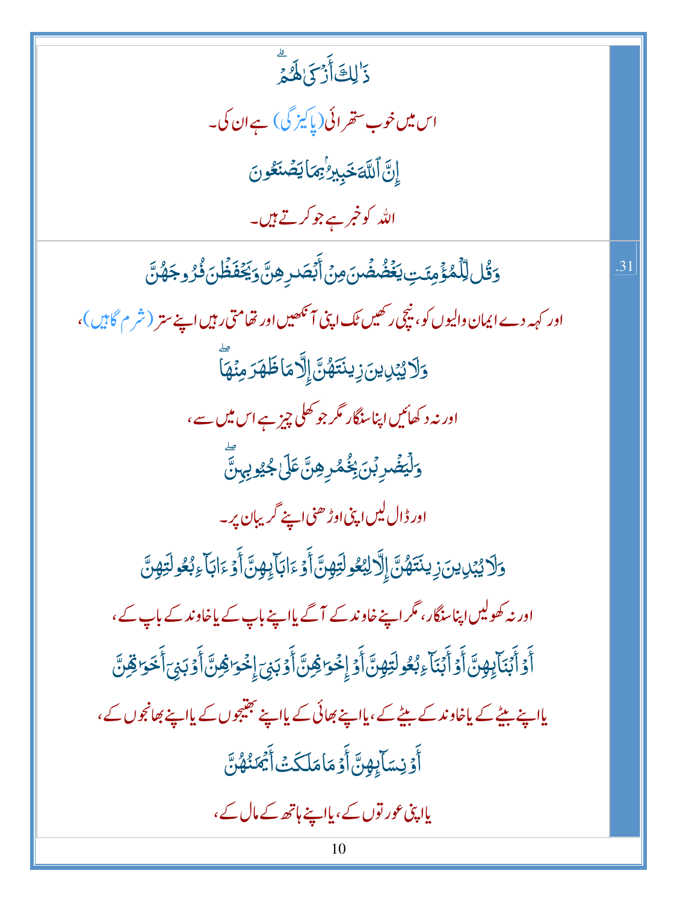ذَٰلِكَ أَزْكَىٰ لَهُمْ ۗ

اس میں خوب ستھرائی (پاکیزگی) ہے ان کی۔

إِنَّ ٱللَّهَ خَبِيرٌۢ بِمَا يَصْنَعُونَ

اللہ کو خبر ہے جو کرتے ہیں۔

31. وَقُل لِّلْمُؤْمِنَٰتِ يَغْضُضْنَ مِنْ أَبْصَٰرِهِنَّ وَيَحْفَظْنَ فُرُوجَهُنَّ

اور کہہ دے ایمان والیوں کو، نیچی رکھیں ٹک اپنی آنکھیں اور تھامتی رہیں اپنے ستر (شرم گاہیں)،

وَلَا يُبْدِينَ زِينَتَهُنَّ إِلَّا مَا ظَهَرَ مِنْهَا ۖ

اور نہ دکھائیں اپنا سنگار مگر جو کھلی چیز ہے اس میں سے،

وَلْيَضْرِبْنَ بِخُمُرِهِنَّ عَلَىٰ جُيُوبِهِنَّ ۖ

اور ڈال لیں اپنی اوڑھنی اپنے گریبان پر۔

وَلَا يُبْدِينَ زِينَتَهُنَّ إِلَّا لِبُعُولَتِهِنَّ أَوْ ءَابَآئِهِنَّ أَوْ ءَابَآءِ بُعُولَتِهِنَّ

اور نہ کھولیں اپنا سنگار، مگر اپنے خاوند کے آگے یا اپنے باپ کے یا خاوند کے باپ کے،

أَوْ أَبْنَآئِهِنَّ أَوْ أَبْنَآءِ بُعُولَتِهِنَّ أَوْ إِخْوَٰنِهِنَّ أَوْ بَنِىٓ إِخْوَٰنِهِنَّ أَوْ بَنِىٓ أَخَوَٰتِهِنَّ

یا اپنے بیٹے کے یا خاوند کے بیٹے کے، یا اپنے بھائی کے یا اپنے بھتیجوں کے یا اپنے بھانجوں کے،

أَوْ نِسَآئِهِنَّ أَوْ مَا مَلَكَتْ أَيْمَٰنُهُنَّ

یا اپنی عورتوں کے، یا اپنے ہاتھ کے مال کے،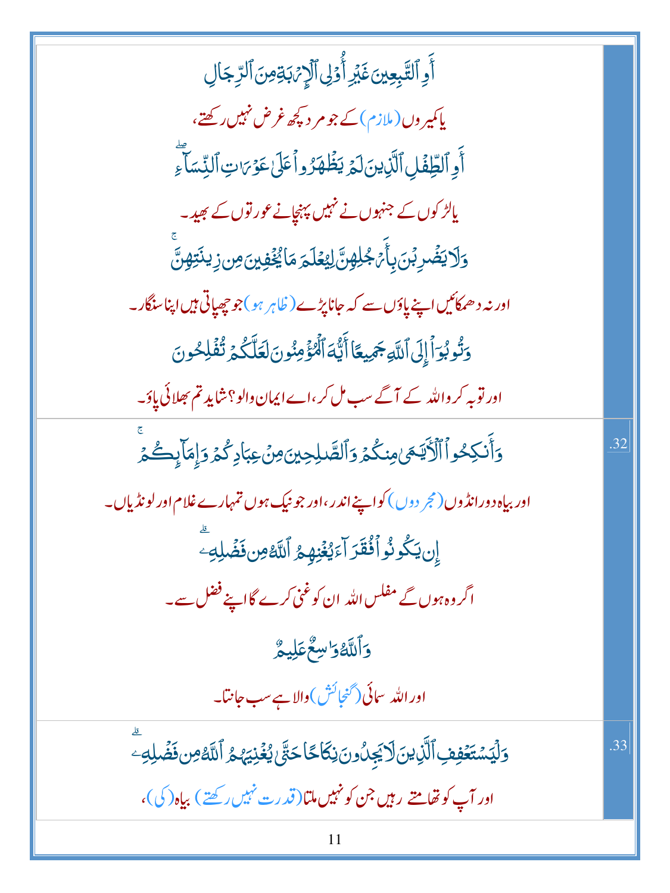| | |
|---|---|
| أَوِ ٱلتَّٰبِعِينَ غَيۡرِ أُوْلِي ٱلۡإِرۡبَةِ مِنَ ٱلرِّجَالِ<br>یا کمیروں (ملازم) کے جو مرد کچھ غرض نہیں رکھتے،<br>أَوِ ٱلطِّفۡلِ ٱلَّذِينَ لَمۡ يَظۡهَرُواْ عَلَىٰ عَوۡرَٰتِ ٱلنِّسَآءِۖ<br>یا لڑکوں کے جنھوں نے نہیں پہنچانے عورتوں کے بھید۔<br>وَلَا يَضۡرِبۡنَ بِأَرۡجُلِهِنَّ لِيُعۡلَمَ مَا يُخۡفِينَ مِن زِينَتِهِنَّۚ<br>اور نہ دھمکائیں اپنے پاؤں سے کہ جانا پڑے (ظاہر ہو) جو چھپاتی ہیں اپنا سنگار۔<br>وَتُوبُوٓاْ إِلَى ٱللَّهِ جَمِيعًا أَيُّهَ ٱلۡمُؤۡمِنُونَ لَعَلَّكُمۡ تُفۡلِحُونَ<br>اور توبہ کرو اللہ کے آگے سب مل کر، اے ایمان والو؟ شاید تم بھلائی پاؤ۔ | |
| وَأَنكِحُواْ ٱلۡأَيَٰمَىٰ مِنكُمۡ وَٱلصَّٰلِحِينَ مِنۡ عِبَادِكُمۡ وَإِمَآئِكُمۡۚ<br>اور بیاہ دو رانڈوں (مجردوں) کو اپنے اندر، اور جو نیک ہوں تمہارے غلام اور لونڈیاں۔<br>إِن يَكُونُواْ فُقَرَآءَ يُغۡنِهِمُ ٱللَّهُ مِن فَضۡلِهِۦۗ<br>اگر وہ ہوں گے مفلس اللہ ان کو غنی کرے گا اپنے فضل سے۔<br>وَٱللَّهُ وَٰسِعٌ عَلِيمٞ<br>اور اللہ سمائی (گنجائش) والا ہے سب جانتا۔ | .32 |
| وَلۡيَسۡتَعۡفِفِ ٱلَّذِينَ لَا يَجِدُونَ نِكَاحًا حَتَّىٰ يُغۡنِيَهُمُ ٱللَّهُ مِن فَضۡلِهِۦۗ<br>اور آپ کو تھامتے رہیں جن کو نہیں ملتا (قدرت نہیں رکھتے) بیاہ (کی)، | .33 |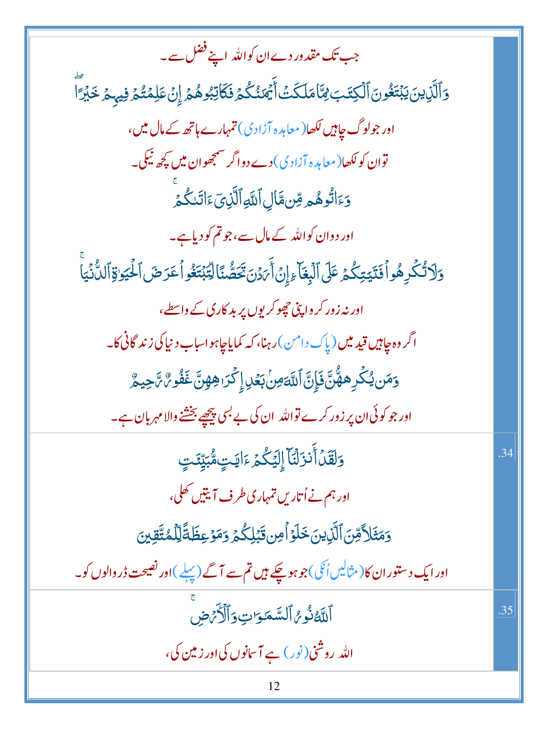جب تک مقدور دے ان کو اللہ اپنے فضل سے۔

وَٱلَّذِينَ يَبۡتَغُونَ ٱلۡكِتَٰبَ مِمَّا مَلَكَتۡ أَيۡمَٰنُكُمۡ فَكَاتِبُوهُمۡ إِنۡ عَلِمۡتُمۡ فِيهِمۡ خَيۡرٗاۖ

اور جو لوگ چاہیں لکھا (معاہدہ آزادی) تمہارے ہاتھ کے مال میں،

توان کو لکھا (معاہدہ آزادی) دے دو اگر سمجھو ان میں کچھ نیکی۔

وَءَاتُوهُم مِّن مَّالِ ٱللَّهِ ٱلَّذِيٓ ءَاتَىٰكُمۡۚ

اور دو ان کو اللہ کے مال سے، جو تم کو دیا ہے۔

وَلَا تُكۡرِهُواْ فَتَيَٰتِكُمۡ عَلَى ٱلۡبِغَآءِ إِنۡ أَرَدۡنَ تَحَصُّنٗا لِّتَبۡتَغُواْ عَرَضَ ٱلۡحَيَوٰةِ ٱلدُّنۡيَاۚ

اور نہ زور کرو اپنی چھوکریوں پر بدکاری کے واسطے،

اگر وہ چاہیں قید میں (پاک دامن) رہنا، کہ کمایا چاہو اسباب دنیا کی زندگانی کا۔

وَمَن يُكۡرِههُّنَّ فَإِنَّ ٱللَّهَ مِنۢ بَعۡدِ إِكۡرَٰهِهِنَّ غَفُورٞ رَّحِيمٞ

اور جو کوئی ان پر زور کرے تو اللہ ان کی بے بسی پیچھے بخشنے والا مہربان ہے۔

34.

وَلَقَدۡ أَنزَلۡنَآ إِلَيۡكُمۡ ءَايَٰتٖ مُّبَيِّنَٰتٖ

اور ہم نے اُتاریں تمہاری طرف آیتیں کھلی،

وَمَثَلٗا مِّنَ ٱلَّذِينَ خَلَوۡاْ مِن قَبۡلِكُمۡ وَمَوۡعِظَةٗ لِّلۡمُتَّقِينَ

اور ایک دستور ان کا (مثالیں اُنکی) جو ہو چکے ہیں تم سے آگے (پہلے) اور نصیحت ڈروالوں کو۔

35.

ٱللَّهُ نُورُ ٱلسَّمَٰوَٰتِ وَٱلۡأَرۡضِۚ

اللہ روشنی (نور) ہے آسمانوں کی اور زمین کی،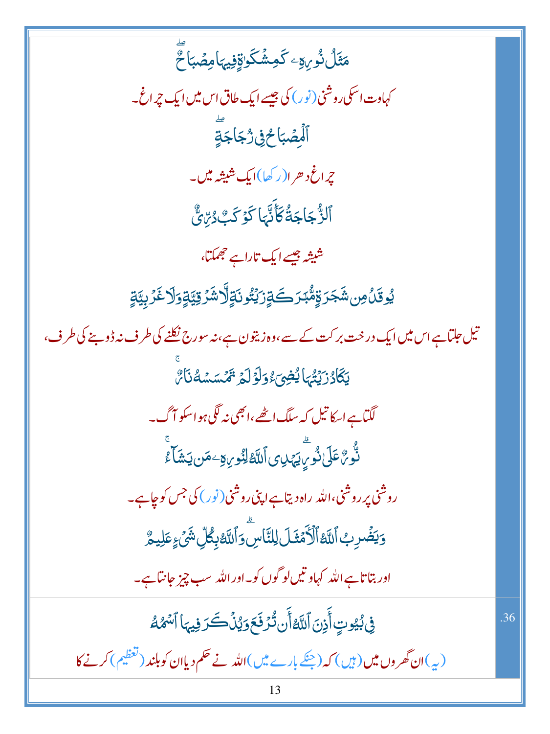مَثَلُ نُورِهِۦ كَمِشْكَوٰةٍ فِيهَا مِصْبَاحٌ ۖ

کہاوت اسکی روشنی (نور) کی جیسے ایک طاق اس میں ایک چراغ۔

ٱلْمِصْبَاحُ فِى زُجَاجَةٍ ۖ

چراغ دھرا (رکھا) ایک شیشہ میں۔

ٱلزُّجَاجَةُ كَأَنَّهَا كَوْكَبٌ دُرِّىٌّ

شیشہ جیسے ایک تارا ہے جھمکتا،

يُوقَدُ مِن شَجَرَةٍ مُّبَٰرَكَةٍ زَيْتُونَةٍ لَّا شَرْقِيَّةٍ وَلَا غَرْبِيَّةٍ

تیل جلتا ہے اس میں ایک درخت برکت کے سے، وہ زیتون ہے، نہ سورج نکلنے کی طرف نہ ڈوبنے کی طرف،

يَكَادُ زَيْتُهَا يُضِىٓءُ وَلَوْ لَمْ تَمْسَسْهُ نَارٌ ۚ

لگتا ہے اسکا تیل کہ سلگ اٹھے، ابھی نہ لگی ہو اسکو آگ۔

نُّورٌ عَلَىٰ نُورٍ ۗ يَهْدِى ٱللَّهُ لِنُورِهِۦ مَن يَشَآءُ ۚ

روشنی پر روشنی، اللہ راہ دیتا ہے اپنی روشنی (نور) کی جس کو چاہے۔

وَيَضْرِبُ ٱللَّهُ ٱلْأَمْثَٰلَ لِلنَّاسِ ۗ وَٱللَّهُ بِكُلِّ شَىْءٍ عَلِيمٌ

اور بتاتا ہے اللہ کہاوتیں لوگوں کو۔ اور اللہ سب چیز جانتا ہے۔

.36 فِى بُيُوتٍ أَذِنَ ٱللَّهُ أَن تُرْفَعَ وَيُذْكَرَ فِيهَا ٱسْمُهُۥ

(یہ) ان گھروں میں (ہیں) کہ (جنکے بارے میں) اللہ نے حکم دیا ان کو بلند (تعظیم) کرنے کا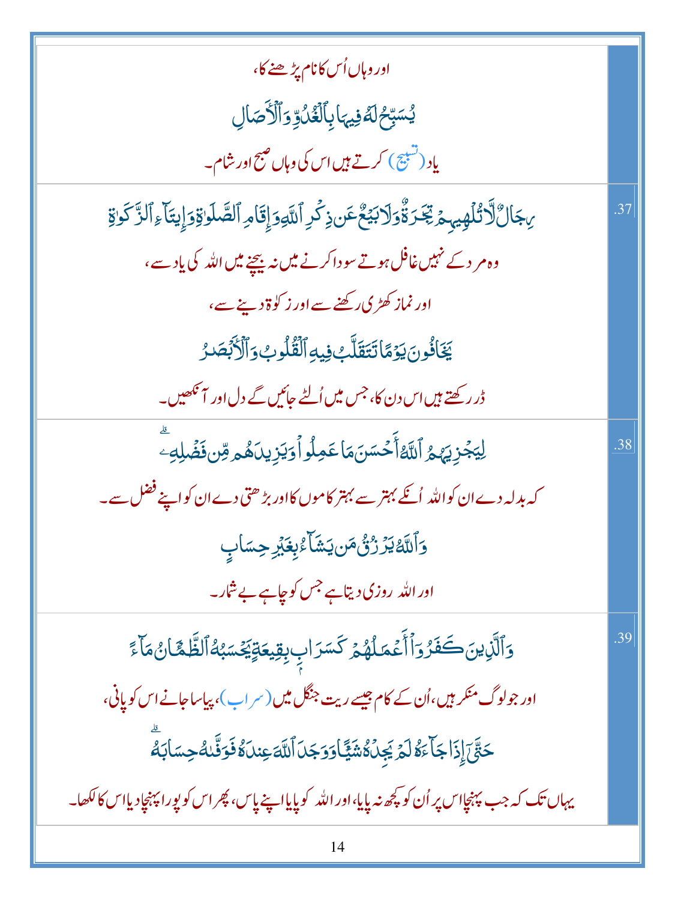| | |
|---|---|
| اور وہاں اُس کا نام پڑھنے کا، <br> يُسَبِّحُ لَهُۥ فِيهَا بِٱلْغُدُوِّ وَٱلْـَٔاصَالِ <br> یاد (تسبیح) کرتے ہیں اس کی وہاں صبح اور شام۔ | |
| رِجَالٌ لَّا تُلْهِيهِمْ تِجَـٰرَةٌ وَلَا بَيْعٌ عَن ذِكْرِ ٱللَّهِ وَإِقَامِ ٱلصَّلَوٰةِ وَإِيتَآءِ ٱلزَّكَوٰةِ <br> وہ مرد کہ نہیں غافل ہوتے سودا کرنے میں نہ بیچنے میں اللہ کی یاد سے، <br> اور نماز کھڑی رکھنے سے اور زکوٰۃ دینے سے، <br> يَخَافُونَ يَوْمًا تَتَقَلَّبُ فِيهِ ٱلْقُلُوبُ وَٱلْأَبْصَـٰرُ <br> ڈر رکھتے ہیں اس دن کا، جس میں اُلٹے جائیں گے دل اور آنکھیں۔ | .37 |
| لِيَجْزِيَهُمُ ٱللَّهُ أَحْسَنَ مَا عَمِلُوا۟ وَيَزِيدَهُم مِّن فَضْلِهِۦ ۗ <br> کہ بدلہ دے ان کو اللہ اُنکے بہتر سے بہتر کاموں کا اور بڑھتی دے ان کو اپنے فضل سے۔ <br> وَٱللَّهُ يَرْزُقُ مَن يَشَآءُ بِغَيْرِ حِسَابٍ <br> اور اللہ روزی دیتا ہے جس کو چاہے بے شمار۔ | .38 |
| وَٱلَّذِينَ كَفَرُوٓا۟ أَعْمَـٰلُهُمْ كَسَرَابٍۭ بِقِيعَةٍ يَحْسَبُهُ ٱلظَّمْـَٔانُ مَآءً <br> اور جو لوگ منکر ہیں، اُن کے کام جیسے ریت جنگل میں (سراب)، پیاسا جانے اس کو پانی، <br> حَتَّىٰٓ إِذَا جَآءَهُۥ لَمْ يَجِدْهُ شَيْـًٔا وَوَجَدَ ٱللَّهَ عِندَهُۥ فَوَفَّىٰهُ حِسَابَهُۥ ۗ <br> یہاں تک کہ جب پہنچا اس پر اُن کو کچھ نہ پایا، اور اللہ کو پایا اپنے پاس، پھر اس کو پورا پہنچا دیا اس کا لکھا۔ | .39 |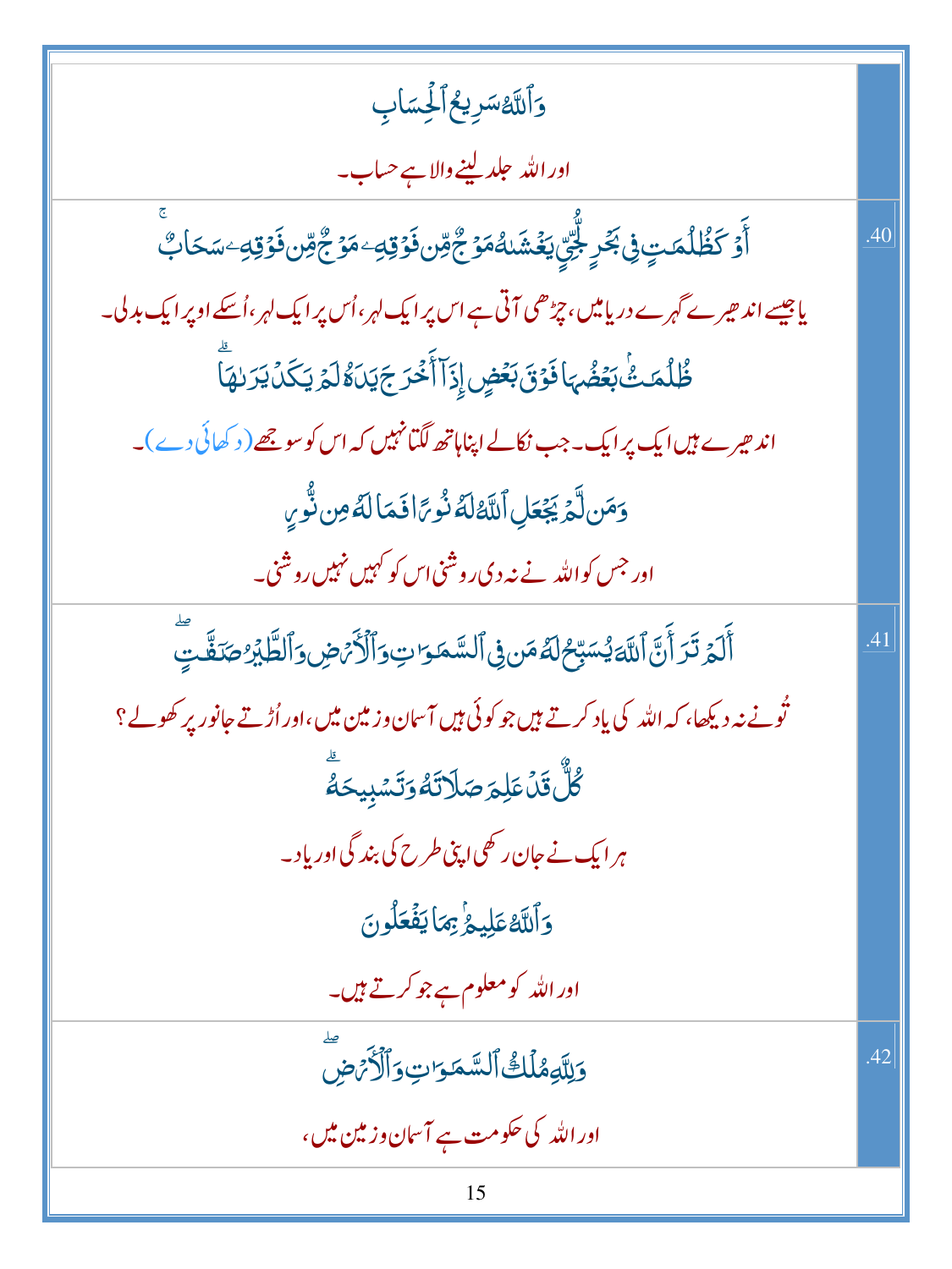| | |
|---|---|
| وَٱللَّهُ سَرِيعُ ٱلْحِسَابِ<br><br>اور اللہ جلد لینے والا ہے حساب۔ | |
| أَوْ كَظُلُمَٰتٍ فِى بَحْرٍ لُّجِّىٍّ يَغْشَىٰهُ مَوْجٌ مِّن فَوْقِهِۦ مَوْجٌ مِّن فَوْقِهِۦ سَحَابٌ<br><br>یا جیسے اندھیرے گہرے دریا میں، چڑھی آتی ہے اس پر ایک لہر، اُس پر ایک لہر، اُسکے اوپر ایک بدلی۔<br><br>ظُلُمَٰتٌۢ بَعْضُهَا فَوْقَ بَعْضٍ إِذَآ أَخْرَجَ يَدَهُۥ لَمْ يَكَدْ يَرَىٰهَا<br><br>اندھیرے ہیں ایک پر ایک۔ جب نکالے اپنا ہاتھ لگتا نہیں کہ اس کو سوجھے (دکھائی دے)۔<br><br>وَمَن لَّمْ يَجْعَلِ ٱللَّهُ لَهُۥ نُورًا فَمَا لَهُۥ مِن نُّورٍ<br><br>اور جس کو اللہ نے نہ دی روشنی اس کو کہیں نہیں روشنی۔ | .40 |
| أَلَمْ تَرَ أَنَّ ٱللَّهَ يُسَبِّحُ لَهُۥ مَن فِى ٱلسَّمَٰوَٰتِ وَٱلْأَرْضِ وَٱلطَّيْرُ صَٰٓفَّٰتٍ<br><br>تُو نے نہ دیکھا، کہ اللہ کی یاد کرتے ہیں جو کوئی ہیں آسمان و زمین میں، اور اُڑتے جانور پر کھولے؟<br><br>كُلٌّ قَدْ عَلِمَ صَلَاتَهُۥ وَتَسْبِيحَهُۥ<br><br>ہر ایک نے جان رکھی اپنی طرح کی بندگی اور یاد۔<br><br>وَٱللَّهُ عَلِيمٌۢ بِمَا يَفْعَلُونَ<br><br>اور اللہ کو معلوم ہے جو کرتے ہیں۔ | .41 |
| وَلِلَّهِ مُلْكُ ٱلسَّمَٰوَٰتِ وَٱلْأَرْضِ<br><br>اور اللہ کی حکومت ہے آسمان و زمین میں، | .42 |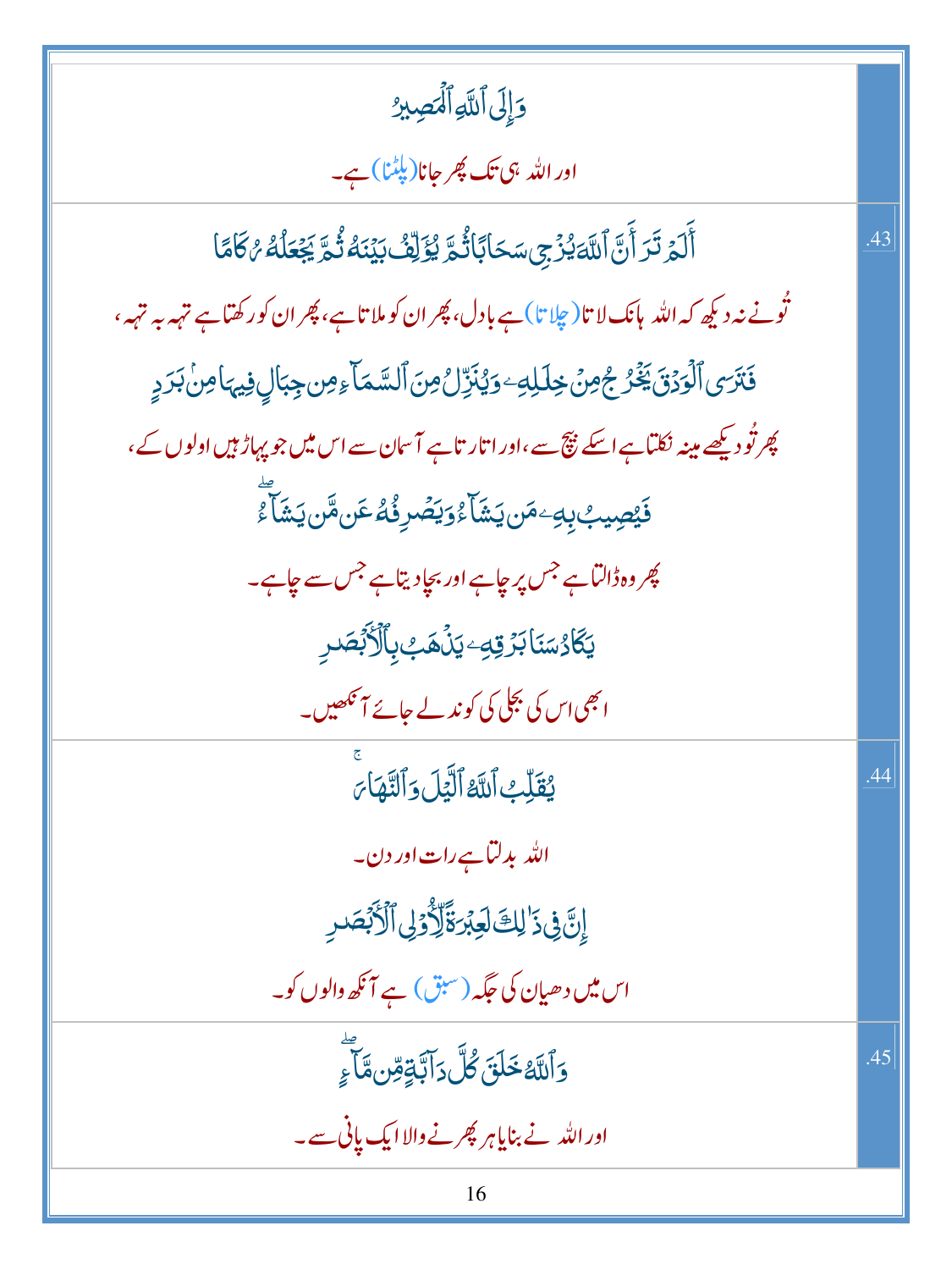| | |
|---|---|
| وَإِلَى ٱللَّهِ ٱلْمَصِيرُ<br>اور اللہ ہی تک پھر جانا (پلٹنا) ہے۔ | |
| أَلَمْ تَرَ أَنَّ ٱللَّهَ يُزْجِى سَحَابًا ثُمَّ يُؤَلِّفُ بَيْنَهُۥ ثُمَّ يَجْعَلُهُۥ رُكَامًا<br>تُو نے نہ دیکھ کہ اللہ ہانک لاتا (چلاتا) ہے بادل، پھر ان کو ملاتا ہے، پھر ان کو رکھتا ہے تہہ بہ تہہ،<br>فَتَرَى ٱلْوَدْقَ يَخْرُجُ مِنْ خِلَٰلِهِۦ وَيُنَزِّلُ مِنَ ٱلسَّمَآءِ مِن جِبَالٍ فِيهَا مِنۢ بَرَدٍ<br>پھر تُو دیکھے مینہ نکلتا ہے اسکے بیچ سے، اور اتارتا ہے آسمان سے اس میں جو پہاڑ ہیں اولوں کے،<br>فَيُصِيبُ بِهِۦ مَن يَشَآءُ وَيَصْرِفُهُۥ عَن مَّن يَشَآءُ<br>پھر وہ ڈالتا ہے جس پر چاہے اور بچا دیتا ہے جس سے چاہے۔<br>يَكَادُ سَنَا بَرْقِهِۦ يَذْهَبُ بِٱلْأَبْصَٰرِ<br>ابھی اس کی بجلی کی کوند لے جائے آنکھیں۔ | .43 |
| يُقَلِّبُ ٱللَّهُ ٱلَّيْلَ وَٱلنَّهَارَ<br>اللہ بدلتا ہے رات اور دن۔<br>إِنَّ فِى ذَٰلِكَ لَعِبْرَةً لِّأُو۟لِى ٱلْأَبْصَٰرِ<br>اس میں دھیان کی جگہ (سبق) ہے آنکھ والوں کو۔ | .44 |
| وَٱللَّهُ خَلَقَ كُلَّ دَآبَّةٍ مِّن مَّآءٍ<br>اور اللہ نے بنایا ہر پھرنے والا ایک پانی سے۔ | .45 |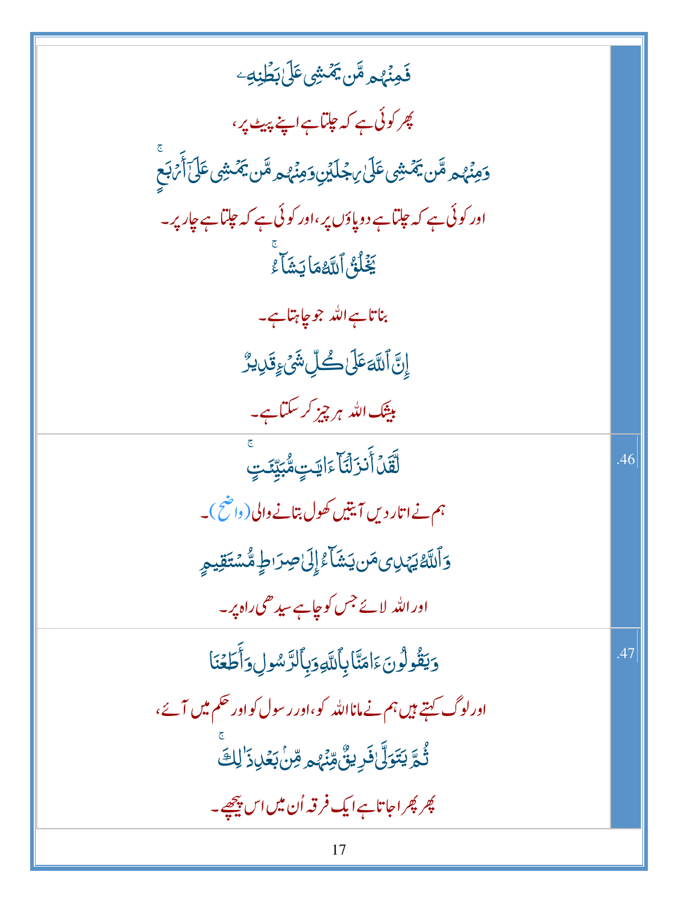| | |
|---|---|
| فَمِنۡهُم مَّن يَمۡشِى عَلَىٰ بَطۡنِهِۦ<br>پھر کوئی ہے کہ چلتا ہے اپنے پیٹ پر،<br>وَمِنۡهُم مَّن يَمۡشِى عَلَىٰ رِجۡلَيۡنِ وَمِنۡهُم مَّن يَمۡشِى عَلَىٰٓ أَرۡبَعٍۚ<br>اور کوئی ہے کہ چلتا ہے دو پاؤں پر، اور کوئی ہے کہ چلتا ہے چار پر۔<br>يَخۡلُقُ ٱللَّهُ مَا يَشَآءُۚ<br>بناتا ہے اللہ جو چاہتا ہے۔<br>إِنَّ ٱللَّهَ عَلَىٰ كُلِّ شَىۡءٍ قَدِيرٌ<br>بیشک اللہ ہر چیز کر سکتا ہے۔ | |
| لَّقَدۡ أَنزَلۡنَآ ءَايَٰتٍ مُّبَيِّنَٰتٍۚ<br>ہم نے اتار دیں آیتیں کھول بتانے والی (واضح)۔<br>وَٱللَّهُ يَهۡدِى مَن يَشَآءُ إِلَىٰ صِرَٰطٍ مُّسۡتَقِيمٍ<br>اور اللہ لائے جس کو چاہے سیدھی راہ پر۔ | .46 |
| وَيَقُولُونَ ءَامَنَّا بِٱللَّهِ وَبِٱلرَّسُولِ وَأَطَعۡنَا<br>اور لوگ کہتے ہیں ہم نے مانا اللہ کو، اور رسول کو اور حکم میں آئے،<br>ثُمَّ يَتَوَلَّىٰ فَرِيقٌ مِّنۡهُم مِّنۢ بَعۡدِ ذَٰلِكَۚ<br>پھر پھرا جاتا ہے ایک فرقہ اُن میں اس پیچھے۔ | .47 |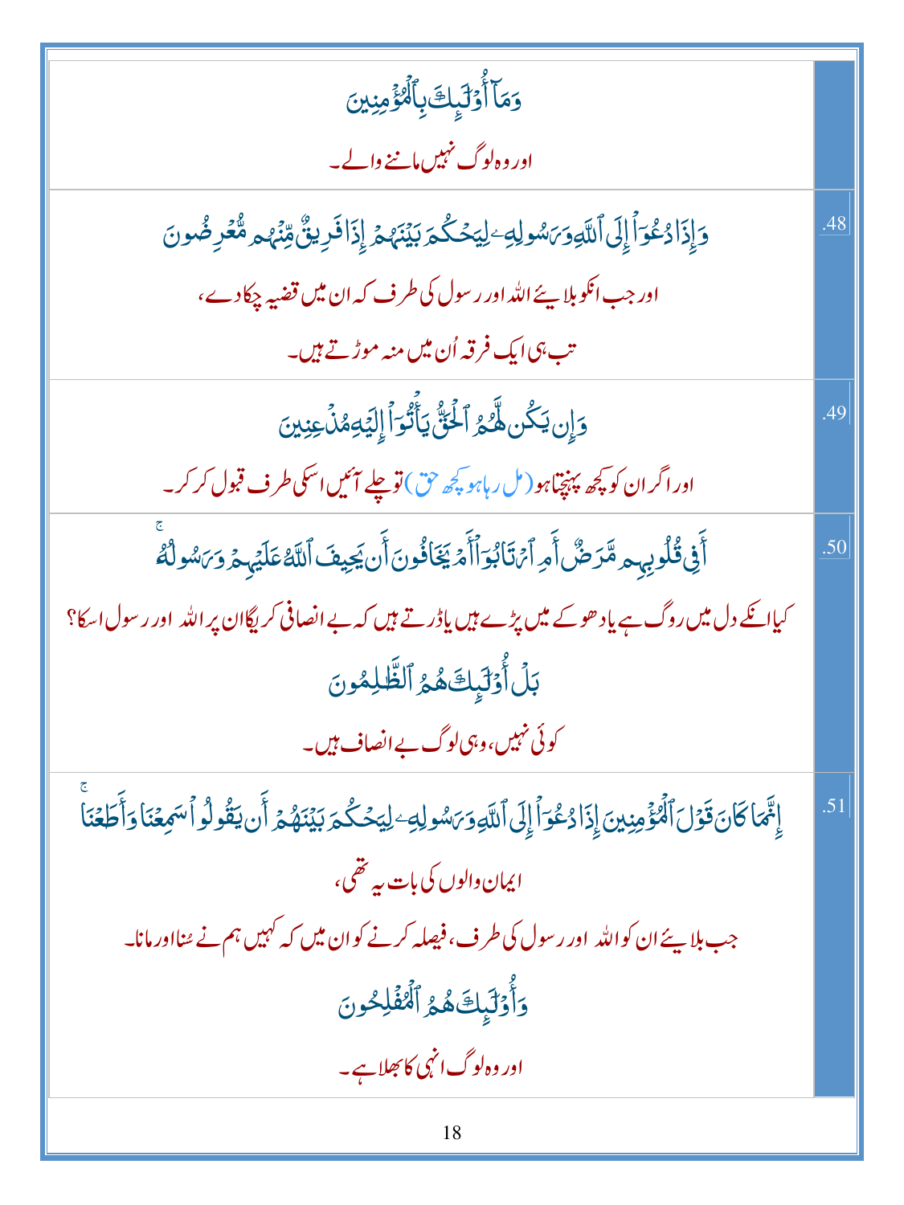| | |
|---|---|
| وَمَآ أُوْلَٰٓئِكَ بِٱلْمُؤْمِنِينَ<br>اور وہ لوگ نہیں ماننے والے۔ | |
| وَإِذَا دُعُوٓاْ إِلَى ٱللَّهِ وَرَسُولِهِۦ لِيَحْكُمَ بَيْنَهُمْ إِذَا فَرِيقٌ مِّنْهُم مُّعْرِضُونَ<br>اور جب انکو بلایئے اللہ اور رسول کی طرف کہ ان میں قضیہ چکادے،<br>تب ہی ایک فرقہ اُن میں منہ موڑتے ہیں۔ | .48 |
| وَإِن يَكُن لَّهُمُ ٱلْحَقُّ يَأْتُوٓاْ إِلَيْهِ مُذْعِنِينَ<br>اور اگر ان کو کچھ پہنچتا ہو (مل رہا ہو کچھ حق) تو چلے آئیں اسکی طرف قبول کر کر۔ | .49 |
| أَفِى قُلُوبِهِم مَّرَضٌ أَمِ ٱرْتَابُوٓاْ أَمْ يَخَافُونَ أَن يَحِيفَ ٱللَّهُ عَلَيْهِمْ وَرَسُولُهُۥ<br>کیا انکے دل میں روگ ہے یا دھوکے میں پڑے ہیں یا ڈرتے ہیں کہ بے انصافی کریگا ان پر اللہ اور رسول اسکا؟<br>بَلْ أُوْلَٰٓئِكَ هُمُ ٱلظَّٰلِمُونَ<br>کوئی نہیں، وہی لوگ بے انصاف ہیں۔ | .50 |
| إِنَّمَا كَانَ قَوْلَ ٱلْمُؤْمِنِينَ إِذَا دُعُوٓاْ إِلَى ٱللَّهِ وَرَسُولِهِۦ لِيَحْكُمَ بَيْنَهُمْ أَن يَقُولُواْ سَمِعْنَا وَأَطَعْنَا<br>ایمان والوں کی بات یہ تھی،<br>جب بلایئے ان کو اللہ اور رسول کی طرف، فیصلہ کرنے کو ان میں کہ کہیں ہم نے سُنا اور مانا۔<br>وَأُوْلَٰٓئِكَ هُمُ ٱلْمُفْلِحُونَ<br>اور وہ لوگ انہی کا بھلا ہے۔ | .51 |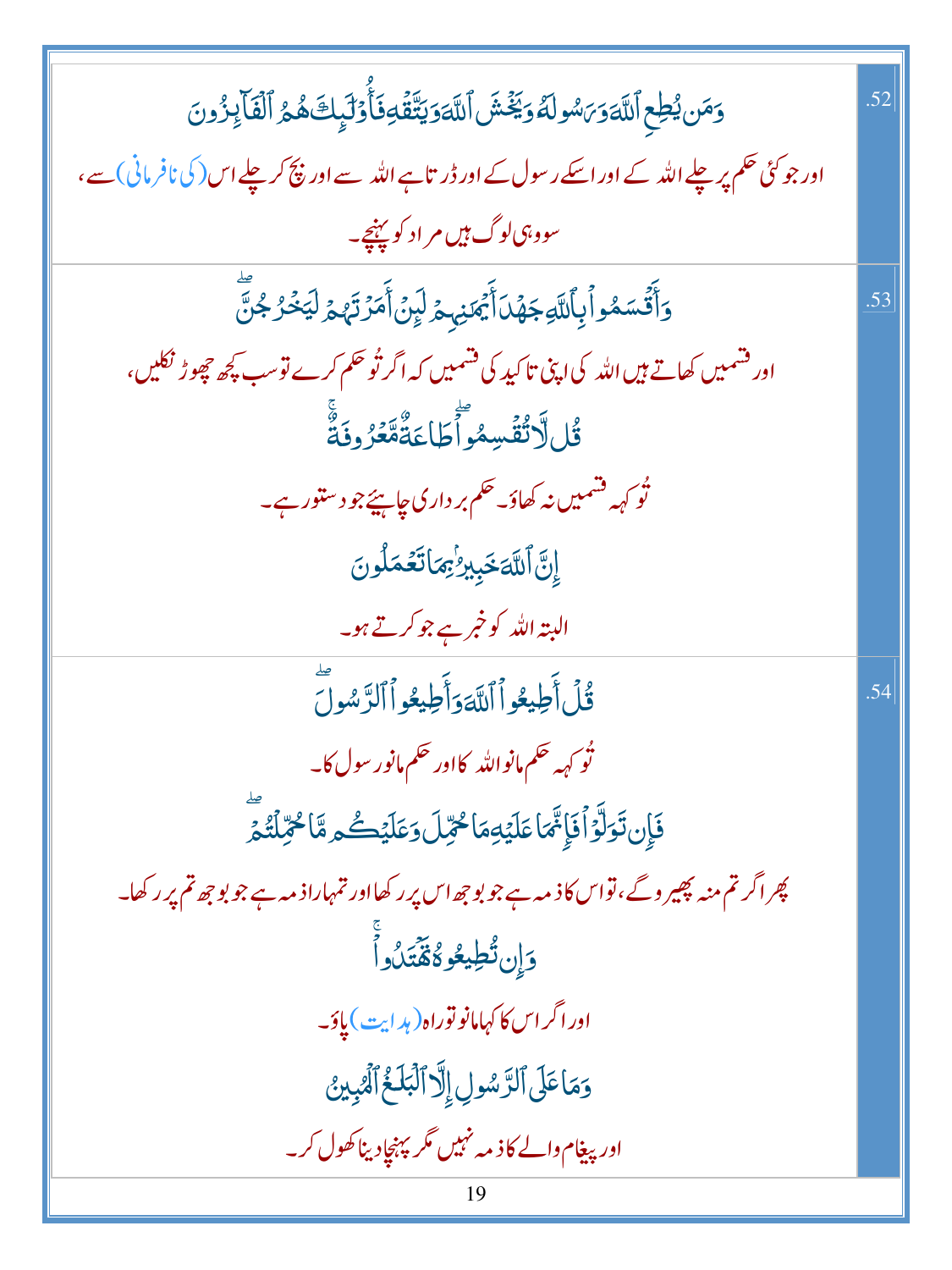| | |
|---|---|
| وَمَن يُطِعِ ٱللَّهَ وَرَسُولَهُۥ وَيَخۡشَ ٱللَّهَ وَيَتَّقۡهِ فَأُوْلَٰٓئِكَ هُمُ ٱلۡفَآئِزُونَ<br>اور جو کوئی حکم پر چلے اللہ کے اور اسکے رسول کے اور ڈر تا ہے اللہ سے اور بچ کر چلے اس (کی نافرمانی) سے، سو وہی لوگ ہیں مراد کو پہنچے۔ | .52 |
| وَأَقۡسَمُواْ بِٱللَّهِ جَهۡدَ أَيۡمَٰنِهِمۡ لَئِنۡ أَمَرۡتَهُمۡ لَيَخۡرُجُنَّۖ<br>اور قسمیں کھاتے ہیں اللہ کی اپنی تاکید کی قسمیں کہ اگر تُو حکم کرے تو سب کچھ چھوڑ نکلیں،<br>قُل لَّا تُقۡسِمُواْۖ طَاعَةٞ مَّعۡرُوفَةٌۚ<br>تُو کہہ قسمیں نہ کھاؤ۔ حکم برداری چاہیئے جو دستور ہے۔<br>إِنَّ ٱللَّهَ خَبِيرُۢ بِمَا تَعۡمَلُونَ<br>البتہ اللہ کو خبر ہے جو کرتے ہو۔ | .53 |
| قُلۡ أَطِيعُواْ ٱللَّهَ وَأَطِيعُواْ ٱلرَّسُولَۖ<br>تُو کہہ حکم مانو اللہ کا اور حکم مانو رسول کا۔<br>فَإِن تَوَلَّوۡاْ فَإِنَّمَا عَلَيۡهِ مَا حُمِّلَ وَعَلَيۡكُم مَّا حُمِّلۡتُمۡۖ<br>پھر اگر تم منہ پھیرو گے، تو اس کا ذمہ ہے جو بوجھ اس پر رکھا اور تمہارا ذمہ ہے جو بوجھ تم پر رکھا۔<br>وَإِن تُطِيعُوهُ تَهۡتَدُواْۚ<br>اور اگر اس کا کہا مانو تو راہ (ہدایت) پاؤ۔<br>وَمَا عَلَى ٱلرَّسُولِ إِلَّا ٱلۡبَلَٰغُ ٱلۡمُبِينُ<br>اور پیغام والے کا ذمہ نہیں مگر پہنچا دینا کھول کر۔ | .54 |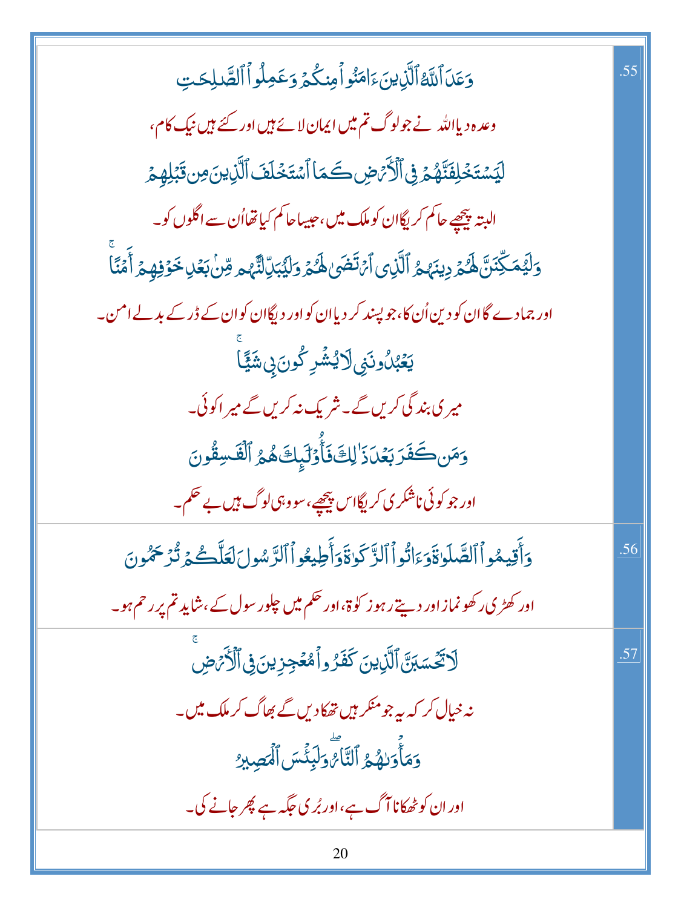| | |
|---|---|
| وَعَدَ ٱللَّهُ ٱلَّذِينَ ءَامَنُوا۟ مِنكُمْ وَعَمِلُوا۟ ٱلصَّٰلِحَٰتِ<br>وعدہ دیا اللہ نے جو لوگ تم میں ایمان لائے ہیں اور کئے ہیں نیک کام،<br>لَيَسْتَخْلِفَنَّهُمْ فِى ٱلْأَرْضِ كَمَا ٱسْتَخْلَفَ ٱلَّذِينَ مِن قَبْلِهِمْ<br>البتہ پیچھے حاکم کریگا ان کو ملک میں، جیسا حاکم کیا تھا اُن سے اگلوں کو۔<br>وَلَيُمَكِّنَنَّ لَهُمْ دِينَهُمُ ٱلَّذِى ٱرْتَضَىٰ لَهُمْ وَلَيُبَدِّلَنَّهُم مِّنۢ بَعْدِ خَوْفِهِمْ أَمْنًا ۚ<br>اور جمادے گا ان کو دین اُن کا، جو پسند کر دیا ان کو اور دیگا ان کو ان کے ڈر کے بدلے امن۔<br>يَعْبُدُونَنِى لَا يُشْرِكُونَ بِى شَيْـًٔا ۚ<br>میری بندگی کریں گے۔ شریک نہ کریں گے میرا کوئی۔<br>وَمَن كَفَرَ بَعْدَ ذَٰلِكَ فَأُو۟لَٰٓئِكَ هُمُ ٱلْفَٰسِقُونَ<br>اور جو کوئی ناشکری کریگا اس پیچھے، سو وہی لوگ ہیں بے حکم۔ | .55 |
| وَأَقِيمُوا۟ ٱلصَّلَوٰةَ وَءَاتُوا۟ ٱلزَّكَوٰةَ وَأَطِيعُوا۟ ٱلرَّسُولَ لَعَلَّكُمْ تُرْحَمُونَ<br>اور کھڑی رکھو نماز اور دیتے رہو زکوٰۃ، اور حکم میں چلو رسول کے، شاید تم پر رحم ہو۔ | .56 |
| لَا تَحْسَبَنَّ ٱلَّذِينَ كَفَرُوا۟ مُعْجِزِينَ فِى ٱلْأَرْضِ ۚ<br>نہ خیال کر کہ یہ جو منکر ہیں تھکا دیں گے بھاگ کر ملک میں۔<br>وَمَأْوَىٰهُمُ ٱلنَّارُ ۖ وَلَبِئْسَ ٱلْمَصِيرُ<br>اور ان کو ٹھکانا آگ ہے، اور بُری جگہ ہے پھر جانے کی۔ | .57 |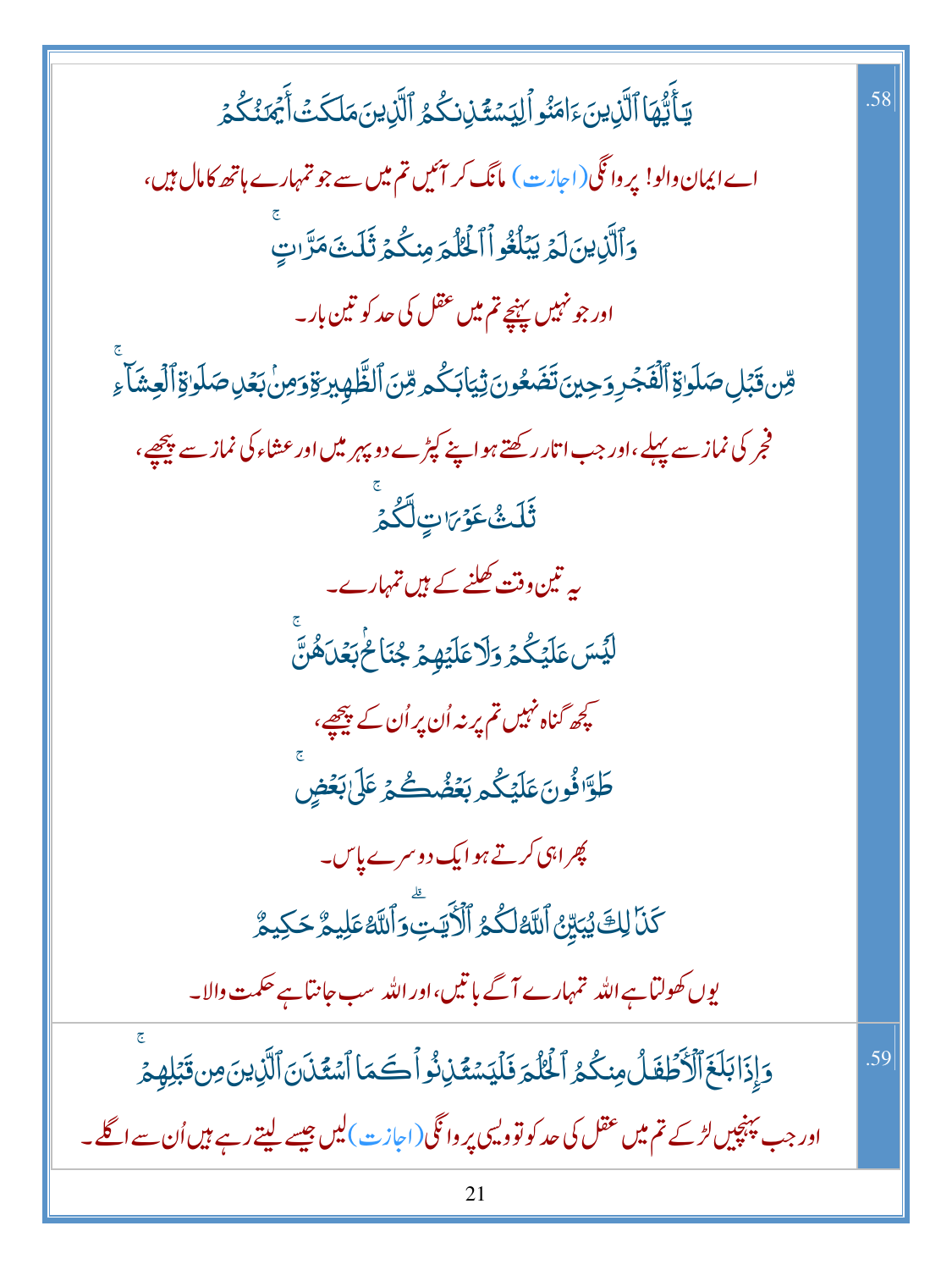.58

يَـٰٓأَيُّهَا ٱلَّذِينَ ءَامَنُوا۟ لِيَسْتَـْٔذِنكُمُ ٱلَّذِينَ مَلَكَتْ أَيْمَـٰنُكُمْ

اے ایمان والو! پروانگی(اجازت) مانگ کر آئیں تم میں سے جو تمہارے ہاتھ کا مال ہیں،

وَٱلَّذِينَ لَمْ يَبْلُغُوا۟ ٱلْحُلُمَ مِنكُمْ ثَلَـٰثَ مَرَّٰتٍ ۚ

اور جو نہیں پہنچے تم میں عقل کی حد کو تین بار۔

مِّن قَبْلِ صَلَوٰةِ ٱلْفَجْرِ وَحِينَ تَضَعُونَ ثِيَابَكُم مِّنَ ٱلظَّهِيرَةِ وَمِنۢ بَعْدِ صَلَوٰةِ ٱلْعِشَآءِ ۚ

فجر کی نماز سے پہلے، اور جب اتار رکھتے ہو اپنے کپڑے دوپہر میں اور عشاء کی نماز سے پیچھے،

ثَلَـٰثُ عَوْرَٰتٍ لَّكُمْ ۚ

یہ تین وقت کھلنے کے ہیں تمہارے۔

لَيْسَ عَلَيْكُمْ وَلَا عَلَيْهِمْ جُنَاحٌۢ بَعْدَهُنَّ ۚ

کچھ گناہ نہیں تم پر نہ اُن پر اُن کے پیچھے،

طَوَّٰفُونَ عَلَيْكُم بَعْضُكُمْ عَلَىٰ بَعْضٍ ۚ

پھرا ہی کرتے ہو ایک دوسرے پاس۔

كَذَٰلِكَ يُبَيِّنُ ٱللَّهُ لَكُمُ ٱلْـَٔايَـٰتِ ۗ وَٱللَّهُ عَلِيمٌ حَكِيمٌ

یوں کھولتا ہے اللہ تمہارے آگے باتیں، اور اللہ سب جانتا ہے حکمت والا۔

.59

وَإِذَا بَلَغَ ٱلْأَطْفَـٰلُ مِنكُمُ ٱلْحُلُمَ فَلْيَسْتَـْٔذِنُوا۟ كَمَا ٱسْتَـْٔذَنَ ٱلَّذِينَ مِن قَبْلِهِمْ ۚ

اور جب پہنچیں لڑکے تم میں عقل کی حد کو تو ویسی پروانگی(اجازت) لیں جیسے لیتے رہے ہیں اُن سے اگلے۔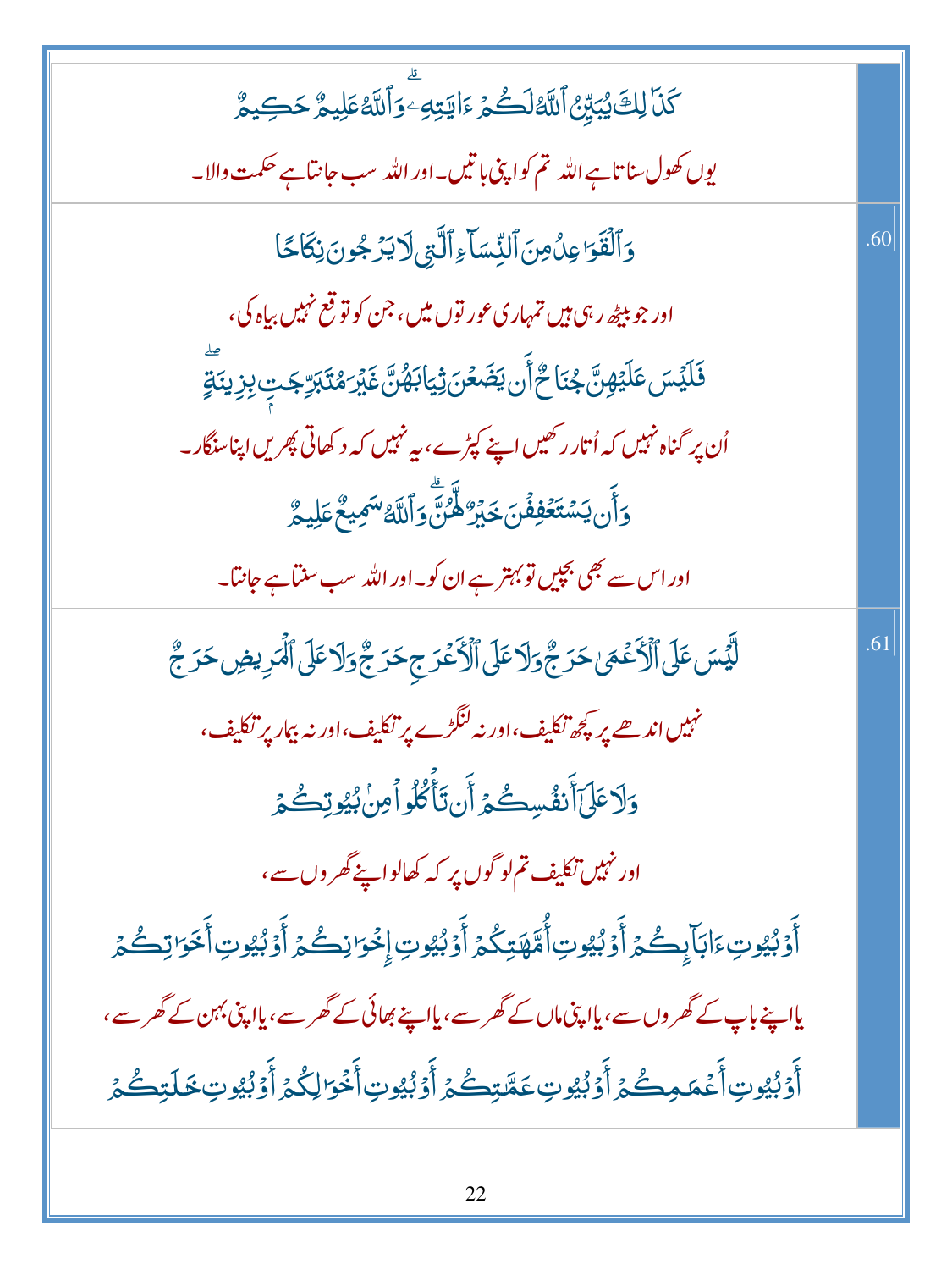| | |
|---|---|
| كَذَٰلِكَ يُبَيِّنُ ٱللَّهُ لَكُمُ ٱلْءَايَٰتِ ۗ وَٱللَّهُ عَلِيمٌ حَكِيمٌ<br>یوں کھول سناتا ہے اللہ تم کو اپنی باتیں۔ اور اللہ سب جانتا ہے حکمت والا۔ | |
| وَٱلْقَوَٰعِدُ مِنَ ٱلنِّسَآءِ ٱلَّٰتِى لَا يَرْجُونَ نِكَاحًا<br>اور جو بیٹھ رہی ہیں تمہاری عورتوں میں، جن کو توقع نہیں بیاہ کی،<br>فَلَيْسَ عَلَيْهِنَّ جُنَاحٌ أَن يَضَعْنَ ثِيَابَهُنَّ غَيْرَ مُتَبَرِّجَٰتٍۭ بِزِينَةٍ ۖ<br>اُن پر گناہ نہیں کہ اُتار رکھیں اپنے کپڑے، یہ نہیں کہ دکھاتی پھریں اپنا سنگار۔<br>وَأَن يَسْتَعْفِفْنَ خَيْرٌ لَّهُنَّ ۗ وَٱللَّهُ سَمِيعٌ عَلِيمٌ<br>اور اس سے بھی بچیں تو بہتر ہے ان کو۔ اور اللہ سب سنتا ہے جانتا۔ | .60 |
| لَّيْسَ عَلَى ٱلْأَعْمَىٰ حَرَجٌ وَلَا عَلَى ٱلْأَعْرَجِ حَرَجٌ وَلَا عَلَى ٱلْمَرِيضِ حَرَجٌ<br>نہیں اندھے پر کچھ تکلیف، اور نہ لنگڑے پر تکلیف، اور نہ بیمار پر تکلیف،<br>وَلَا عَلَىٰٓ أَنفُسِكُمْ أَن تَأْكُلُوا۟ مِنۢ بُيُوتِكُمْ<br>اور نہیں تکلیف تم لوگوں پر کہ کھالو اپنے گھروں سے،<br>أَوْ بُيُوتِ ءَابَآئِكُمْ أَوْ بُيُوتِ أُمَّهَٰتِكُمْ أَوْ بُيُوتِ إِخْوَٰنِكُمْ أَوْ بُيُوتِ أَخَوَٰتِكُمْ<br>یا اپنے باپ کے گھروں سے، یا اپنی ماں کے گھر سے، یا اپنے بھائی کے گھر سے، یا اپنی بہن کے گھر سے،<br>أَوْ بُيُوتِ أَعْمَٰمِكُمْ أَوْ بُيُوتِ عَمَّٰتِكُمْ أَوْ بُيُوتِ أَخْوَٰلِكُمْ أَوْ بُيُوتِ خَٰلَٰتِكُمْ | .61 |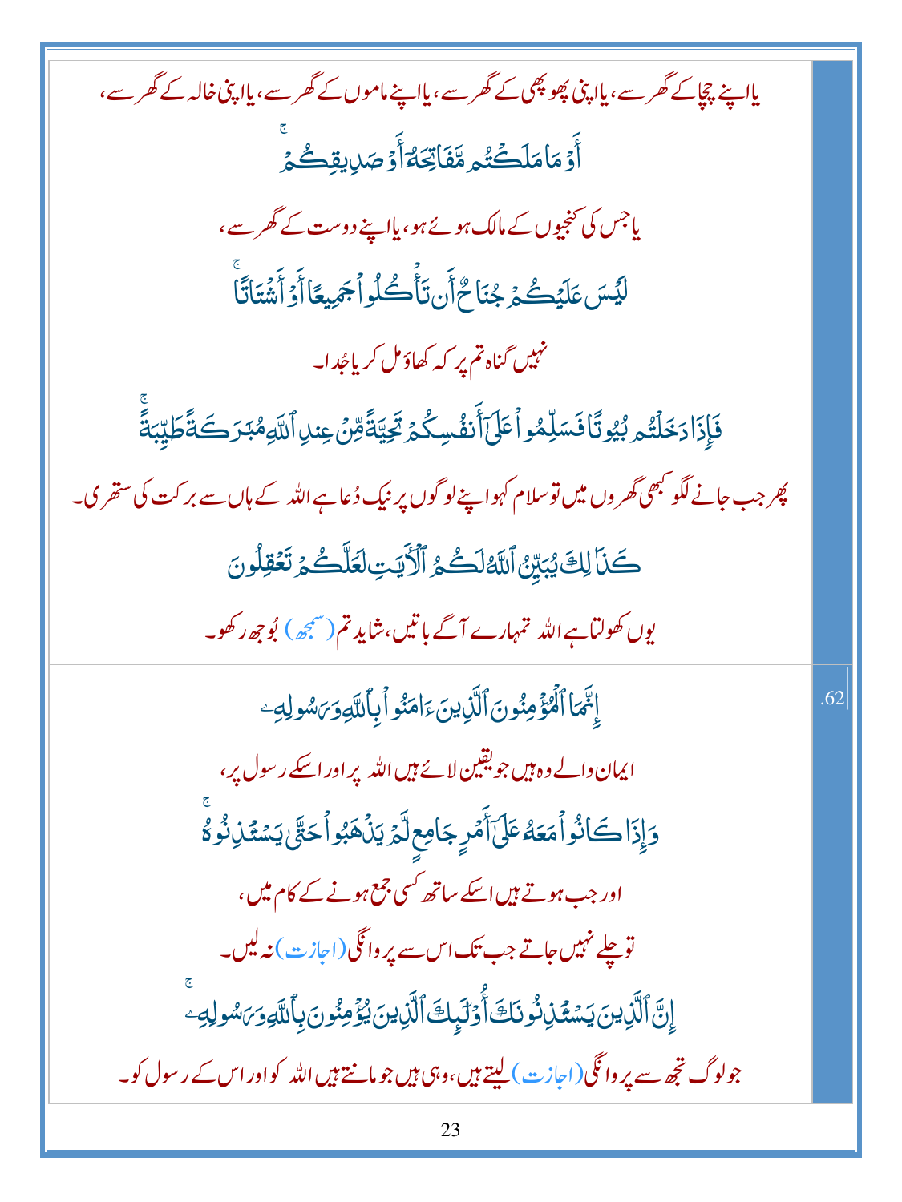یا اپنے چچا کے گھر سے، یا اپنی پھوپھی کے گھر سے، یا اپنے ماموں کے گھر سے، یا اپنی خالہ کے گھر سے،

أَوْ مَا مَلَكْتُم مَّفَاتِحَهُۥٓ أَوْ صَدِيقِكُمْ ۚ

یا جس کی کنجیوں کے مالک ہوئے ہو، یا اپنے دوست کے گھر سے،

لَيْسَ عَلَيْكُمْ جُنَاحٌ أَن تَأْكُلُوا۟ جَمِيعًا أَوْ أَشْتَاتًا ۚ

نہیں گناہ تم پر کہ کھاؤ مل کر یا جُدا۔

فَإِذَا دَخَلْتُم بُيُوتًا فَسَلِّمُوا۟ عَلَىٰٓ أَنفُسِكُمْ تَحِيَّةً مِّنْ عِندِ ٱللَّهِ مُبَٰرَكَةً طَيِّبَةً ۚ

پھر جب جانے لگو کبھی گھروں میں تو سلام کہو اپنے لوگوں پر نیک دُعا ہے اللہ کے ہاں سے برکت کی ستھری۔

كَذَٰلِكَ يُبَيِّنُ ٱللَّهُ لَكُمُ ٱلْءَايَٰتِ لَعَلَّكُمْ تَعْقِلُونَ

یوں کھولتا ہے اللہ تمہارے آگے باتیں، شاید تم (سمجھ) بُوجھ رکھو۔

.62

إِنَّمَا ٱلْمُؤْمِنُونَ ٱلَّذِينَ ءَامَنُوا۟ بِٱللَّهِ وَرَسُولِهِۦ

ایمان والے وہ ہیں جو یقین لائے ہیں اللہ پر اور اسکے رسول پر،

وَإِذَا كَانُوا۟ مَعَهُۥ عَلَىٰٓ أَمْرٍ جَامِعٍ لَّمْ يَذْهَبُوا۟ حَتَّىٰ يَسْتَـْٔذِنُوهُ ۚ

اور جب ہوتے ہیں اسکے ساتھ کسی جمع ہونے کے کام میں،

تو چلے نہیں جاتے جب تک اس سے پروانگی (اجازت) نہ لیں۔

إِنَّ ٱلَّذِينَ يَسْتَـْٔذِنُونَكَ أُو۟لَٰٓئِكَ ٱلَّذِينَ يُؤْمِنُونَ بِٱللَّهِ وَرَسُولِهِۦ ۚ

جو لوگ تجھ سے پروانگی (اجازت) لیتے ہیں، وہی ہیں جو مانتے ہیں اللہ کو اور اس کے رسول کو۔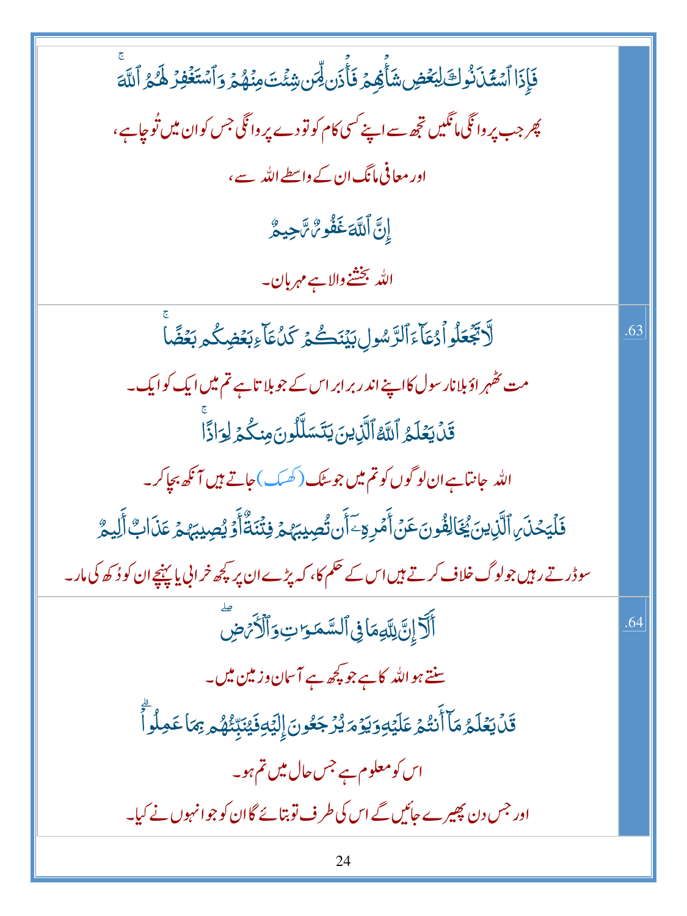| | |
|---|---|
| فَإِذَا ٱسْتَـْٔذَنُوكَ لِبَعْضِ شَأْنِهِمْ فَأْذَن لِّمَن شِئْتَ مِنْهُمْ وَٱسْتَغْفِرْ لَهُمُ ٱللَّهَ ۚ<br>پھر جب پروانگی مانگیں تجھ سے اپنے کسی کام کو تو دے پروانگی جس کو ان میں تُو چاہے،<br>اور معافی مانگ ان کے واسطے اللہ سے،<br>إِنَّ ٱللَّهَ غَفُورٌ رَّحِيمٌ<br>اللہ بخشنے والا ہے مہربان۔ | |
| لَّا تَجْعَلُوا۟ دُعَآءَ ٱلرَّسُولِ بَيْنَكُمْ كَدُعَآءِ بَعْضِكُم بَعْضًا ۚ<br>مت ٹھہراؤ بلانا رسول کا اپنے اندر برابر اس کے جو بلاتا ہے تم میں ایک کو ایک۔<br>قَدْ يَعْلَمُ ٱللَّهُ ٱلَّذِينَ يَتَسَلَّلُونَ مِنكُمْ لِوَاذًا ۚ<br>اللہ جانتا ہے ان لوگوں کو تم میں جو سٹک (کھسک) جاتے ہیں آنکھ بچا کر۔<br>فَلْيَحْذَرِ ٱلَّذِينَ يُخَالِفُونَ عَنْ أَمْرِهِۦٓ أَن تُصِيبَهُمْ فِتْنَةٌ أَوْ يُصِيبَهُمْ عَذَابٌ أَلِيمٌ<br>سو ڈرتے رہیں جو لوگ خلاف کرتے ہیں اس کے حکم کا، کہ پڑے ان پر کچھ خرابی یا پہنچے ان کو دُکھ کی مار۔ | .63 |
| أَلَآ إِنَّ لِلَّهِ مَا فِى ٱلسَّمَـٰوَٰتِ وَٱلْأَرْضِ ۖ<br>سنتے ہو اللہ کا ہے جو کچھ ہے آسمان و زمین میں۔<br>قَدْ يَعْلَمُ مَآ أَنتُمْ عَلَيْهِ وَيَوْمَ يُرْجَعُونَ إِلَيْهِ فَيُنَبِّئُهُم بِمَا عَمِلُوا۟ ۗ<br>اس کو معلوم ہے جس حال میں تم ہو۔<br>اور جس دن پھیرے جائیں گے اس کی طرف تو بتائے گا ان کو جو انہوں نے کیا۔ | .64 |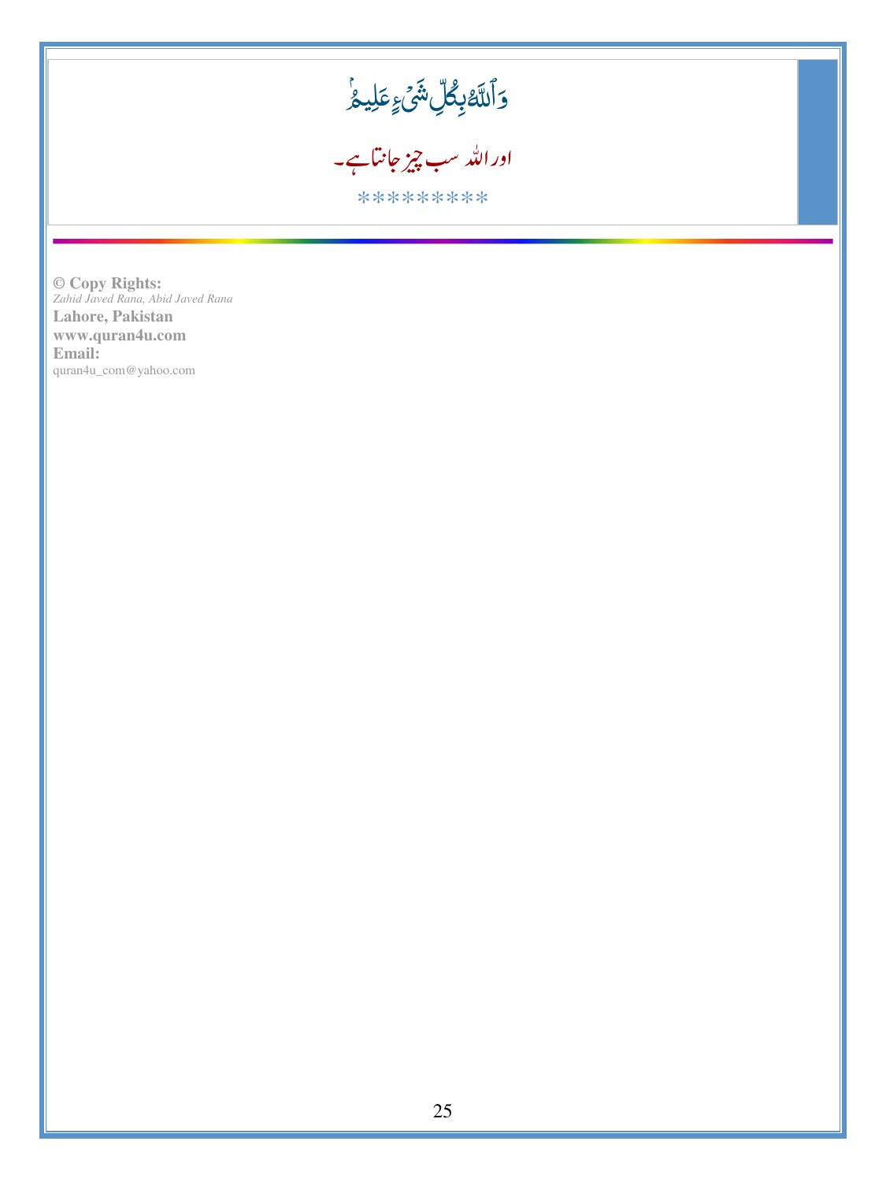وَٱللَّهُ بِكُلِّ شَىۡءٍ عَلِيمٌ

اور اللہ سب چیز جانتا ہے۔

*********

---

**© Copy Rights:**
*Zahid Javed Rana, Abid Javed Rana*
**Lahore, Pakistan**
**www.quran4u.com**
**Email:**
quran4u_com@yahoo.com